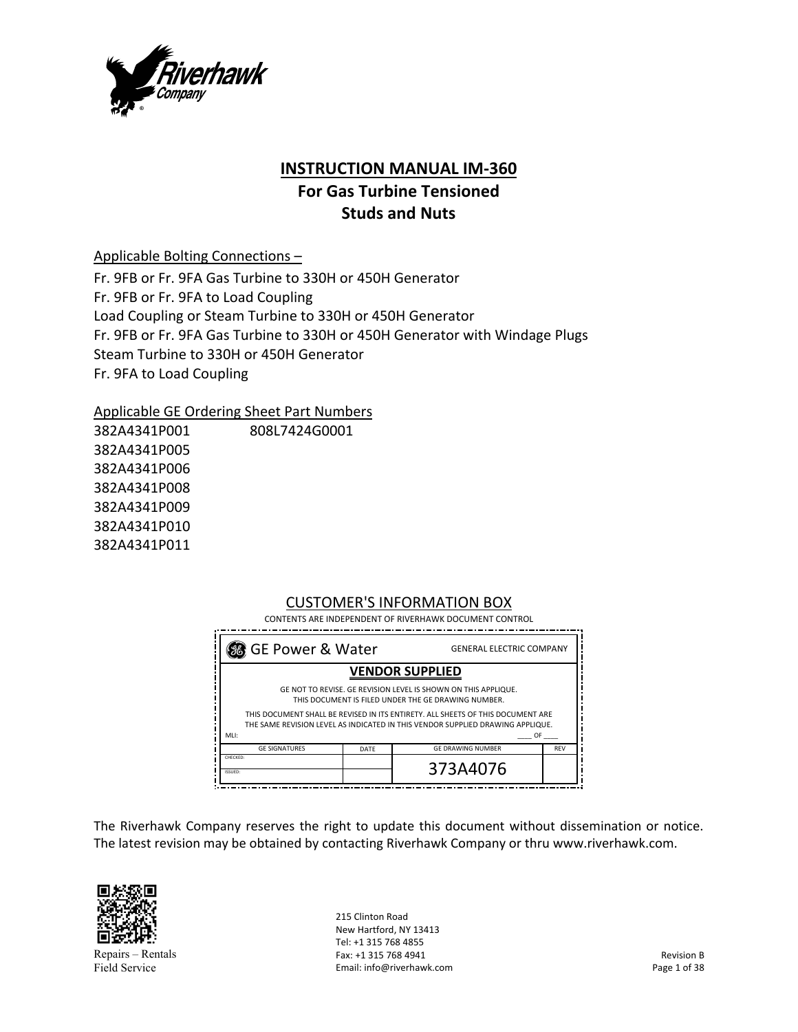# INSTRUCTION MANUAL IM-360
## For Gas Turbine Tensioned Studs and Nuts

Applicable Bolting Connections –

Fr. 9FB or Fr. 9FA Gas Turbine to 330H or 450H Generator
Fr. 9FB or Fr. 9FA to Load Coupling
Load Coupling or Steam Turbine to 330H or 450H Generator
Fr. 9FB or Fr. 9FA Gas Turbine to 330H or 450H Generator with Windage Plugs
Steam Turbine to 330H or 450H Generator
Fr. 9FA to Load Coupling

Applicable GE Ordering Sheet Part Numbers

382A4341P001 808L7424G0001
382A4341P005
382A4341P006
382A4341P008
382A4341P009
382A4341P010
382A4341P011

CUSTOMER'S INFORMATION BOX

CONTENTS ARE INDEPENDENT OF RIVERHAWK DOCUMENT CONTROL

GE Power & Water — GENERAL ELECTRIC COMPANY

**VENDOR SUPPLIED**

GE NOT TO REVISE. GE REVISION LEVEL IS SHOWN ON THIS APPLIQUE.
THIS DOCUMENT IS FILED UNDER THE GE DRAWING NUMBER.

THIS DOCUMENT SHALL BE REVISED IN ITS ENTIRETY. ALL SHEETS OF THIS DOCUMENT ARE THE SAME REVISION LEVEL AS INDICATED IN THIS VENDOR SUPPLIED DRAWING APPLIQUE.

MLI: ____ OF ____

| GE SIGNATURES | DATE | GE DRAWING NUMBER | REV |
|---|---|---|---|
| CHECKED: | | 373A4076 | |
| ISSUED: | | | |

The Riverhawk Company reserves the right to update this document without dissemination or notice. The latest revision may be obtained by contacting Riverhawk Company or thru www.riverhawk.com.

Repairs – Rentals
Field Service

215 Clinton Road
New Hartford, NY 13413
Tel: +1 315 768 4855
Fax: +1 315 768 4941
Email: info@riverhawk.com

Revision B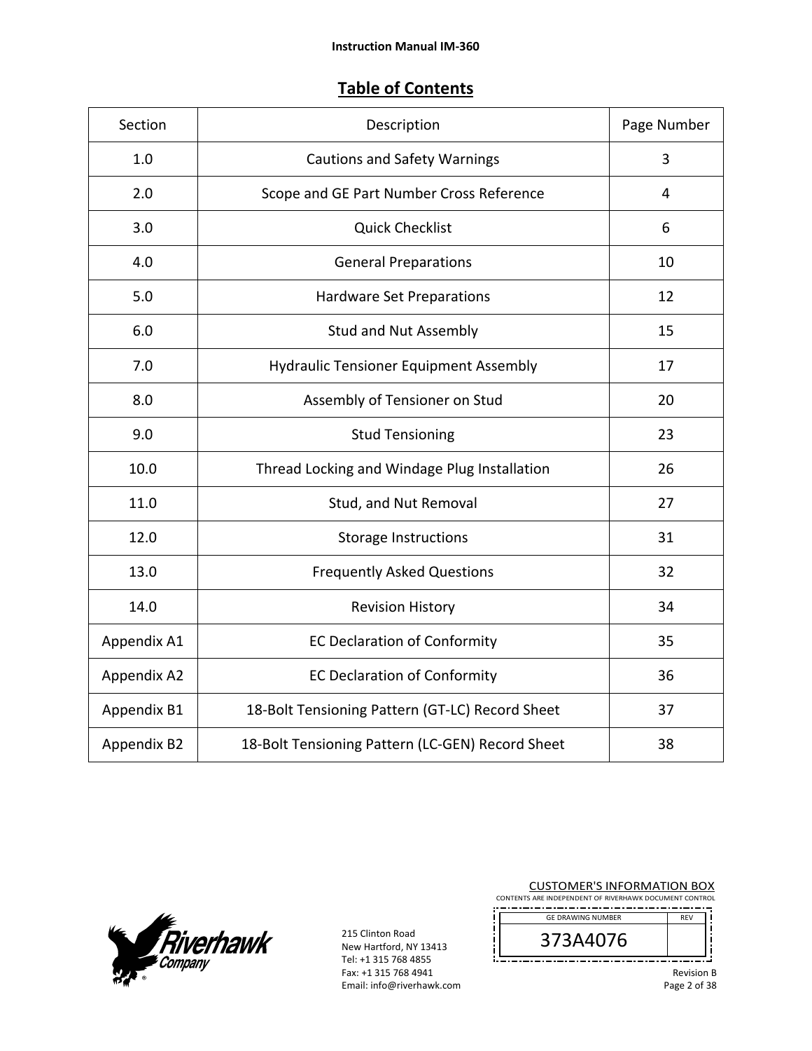## Table of Contents

| Section | Description | Page Number |
|---|---|---|
| 1.0 | Cautions and Safety Warnings | 3 |
| 2.0 | Scope and GE Part Number Cross Reference | 4 |
| 3.0 | Quick Checklist | 6 |
| 4.0 | General Preparations | 10 |
| 5.0 | Hardware Set Preparations | 12 |
| 6.0 | Stud and Nut Assembly | 15 |
| 7.0 | Hydraulic Tensioner Equipment Assembly | 17 |
| 8.0 | Assembly of Tensioner on Stud | 20 |
| 9.0 | Stud Tensioning | 23 |
| 10.0 | Thread Locking and Windage Plug Installation | 26 |
| 11.0 | Stud, and Nut Removal | 27 |
| 12.0 | Storage Instructions | 31 |
| 13.0 | Frequently Asked Questions | 32 |
| 14.0 | Revision History | 34 |
| Appendix A1 | EC Declaration of Conformity | 35 |
| Appendix A2 | EC Declaration of Conformity | 36 |
| Appendix B1 | 18-Bolt Tensioning Pattern (GT-LC) Record Sheet | 37 |
| Appendix B2 | 18-Bolt Tensioning Pattern (LC-GEN) Record Sheet | 38 |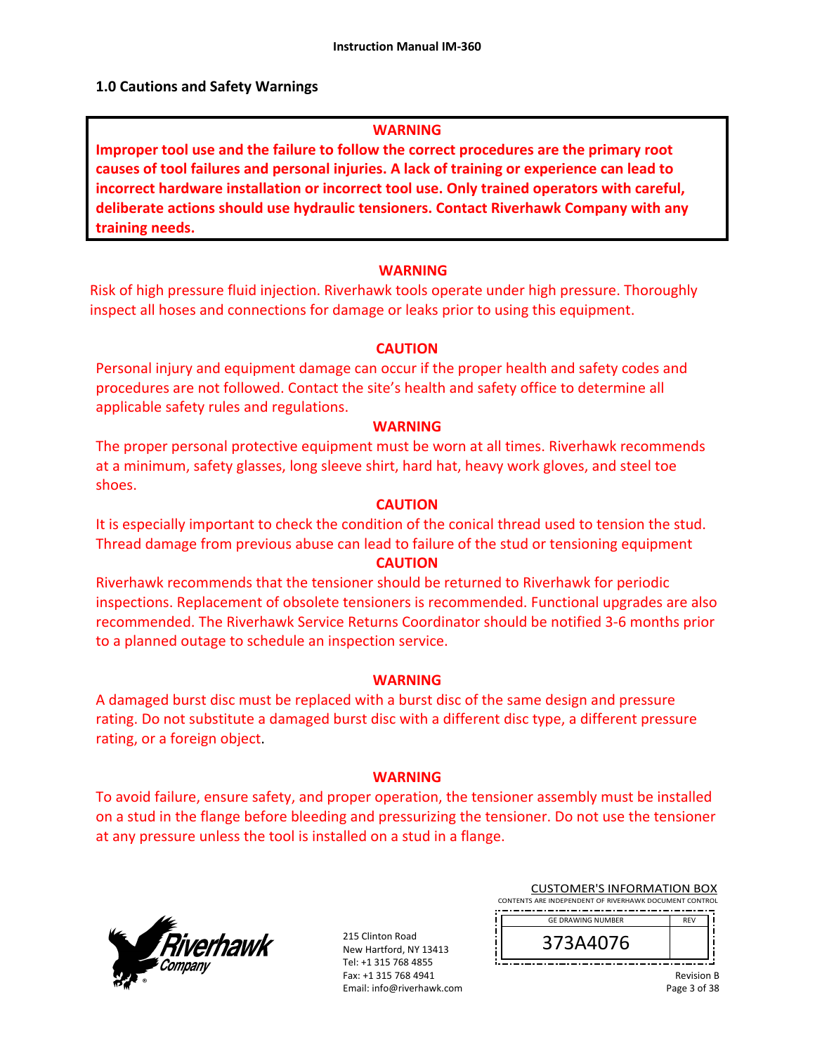## 1.0 Cautions and Safety Warnings

**WARNING**

**Improper tool use and the failure to follow the correct procedures are the primary root causes of tool failures and personal injuries. A lack of training or experience can lead to incorrect hardware installation or incorrect tool use. Only trained operators with careful, deliberate actions should use hydraulic tensioners. Contact Riverhawk Company with any training needs.**

**WARNING**

Risk of high pressure fluid injection. Riverhawk tools operate under high pressure. Thoroughly inspect all hoses and connections for damage or leaks prior to using this equipment.

**CAUTION**

Personal injury and equipment damage can occur if the proper health and safety codes and procedures are not followed. Contact the site's health and safety office to determine all applicable safety rules and regulations.

**WARNING**

The proper personal protective equipment must be worn at all times. Riverhawk recommends at a minimum, safety glasses, long sleeve shirt, hard hat, heavy work gloves, and steel toe shoes.

**CAUTION**

It is especially important to check the condition of the conical thread used to tension the stud. Thread damage from previous abuse can lead to failure of the stud or tensioning equipment

**CAUTION**

Riverhawk recommends that the tensioner should be returned to Riverhawk for periodic inspections. Replacement of obsolete tensioners is recommended. Functional upgrades are also recommended. The Riverhawk Service Returns Coordinator should be notified 3-6 months prior to a planned outage to schedule an inspection service.

**WARNING**

A damaged burst disc must be replaced with a burst disc of the same design and pressure rating. Do not substitute a damaged burst disc with a different disc type, a different pressure rating, or a foreign object.

**WARNING**

To avoid failure, ensure safety, and proper operation, the tensioner assembly must be installed on a stud in the flange before bleeding and pressurizing the tensioner. Do not use the tensioner at any pressure unless the tool is installed on a stud in a flange.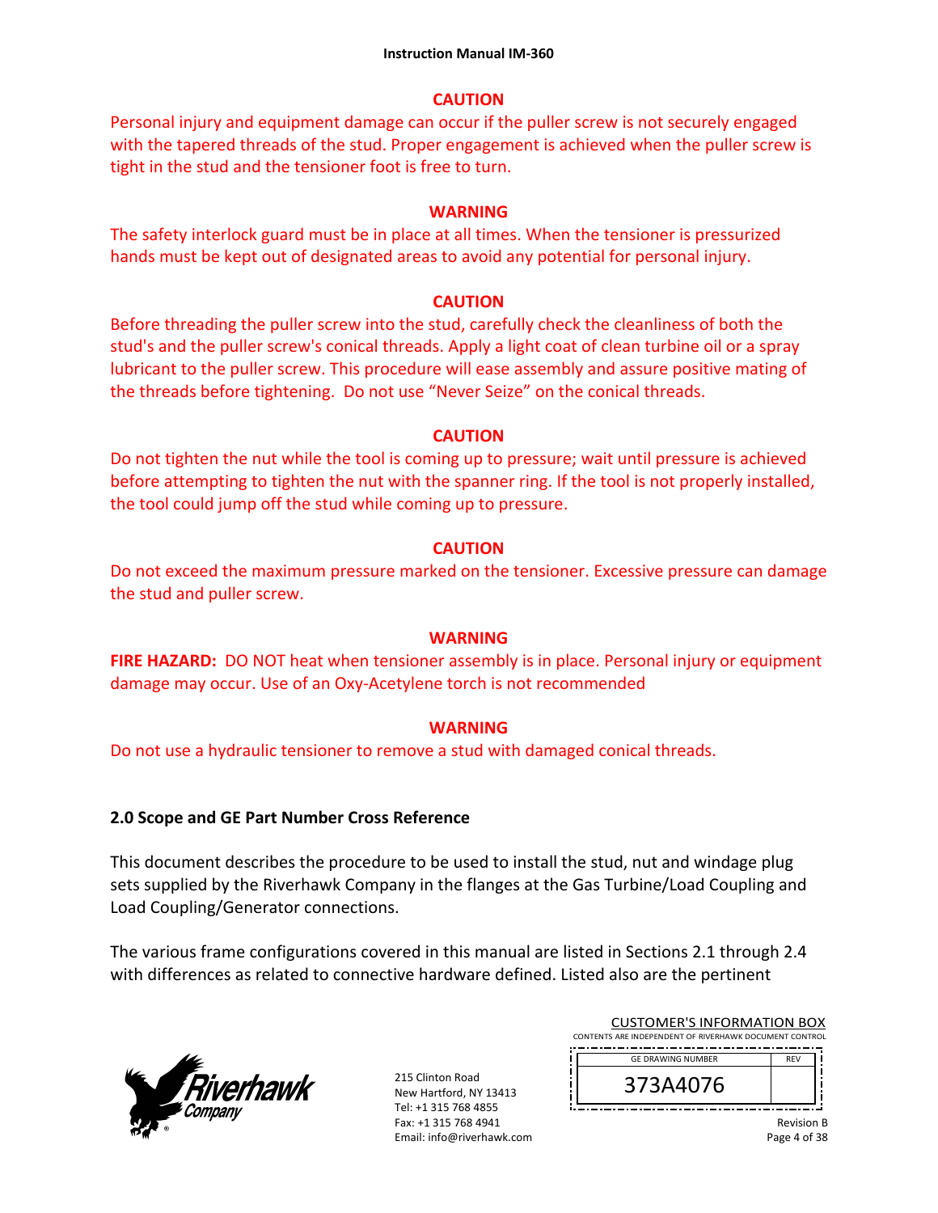**CAUTION**

Personal injury and equipment damage can occur if the puller screw is not securely engaged with the tapered threads of the stud. Proper engagement is achieved when the puller screw is tight in the stud and the tensioner foot is free to turn.

**WARNING**

The safety interlock guard must be in place at all times. When the tensioner is pressurized hands must be kept out of designated areas to avoid any potential for personal injury.

**CAUTION**

Before threading the puller screw into the stud, carefully check the cleanliness of both the stud's and the puller screw's conical threads. Apply a light coat of clean turbine oil or a spray lubricant to the puller screw. This procedure will ease assembly and assure positive mating of the threads before tightening. Do not use "Never Seize" on the conical threads.

**CAUTION**

Do not tighten the nut while the tool is coming up to pressure; wait until pressure is achieved before attempting to tighten the nut with the spanner ring. If the tool is not properly installed, the tool could jump off the stud while coming up to pressure.

**CAUTION**

Do not exceed the maximum pressure marked on the tensioner. Excessive pressure can damage the stud and puller screw.

**WARNING**

**FIRE HAZARD:** DO NOT heat when tensioner assembly is in place. Personal injury or equipment damage may occur. Use of an Oxy-Acetylene torch is not recommended

**WARNING**

Do not use a hydraulic tensioner to remove a stud with damaged conical threads.

## 2.0 Scope and GE Part Number Cross Reference

This document describes the procedure to be used to install the stud, nut and windage plug sets supplied by the Riverhawk Company in the flanges at the Gas Turbine/Load Coupling and Load Coupling/Generator connections.

The various frame configurations covered in this manual are listed in Sections 2.1 through 2.4 with differences as related to connective hardware defined. Listed also are the pertinent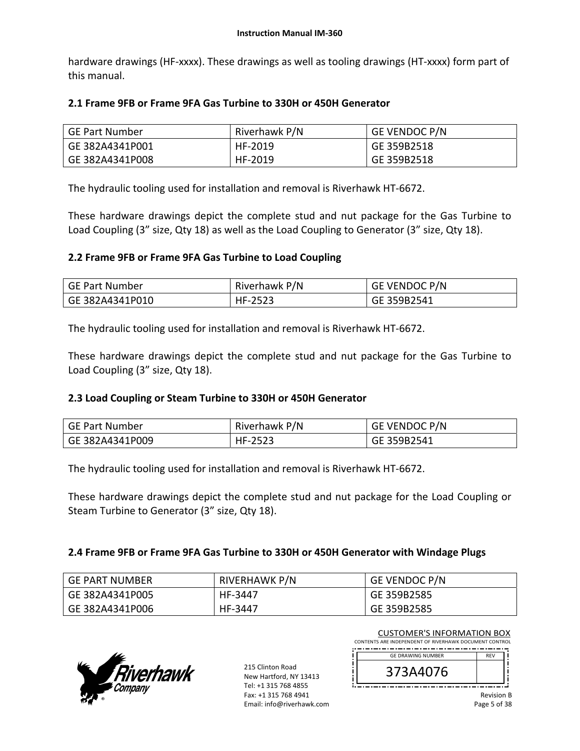hardware drawings (HF-xxxx). These drawings as well as tooling drawings (HT-xxxx) form part of this manual.

### 2.1 Frame 9FB or Frame 9FA Gas Turbine to 330H or 450H Generator

| GE Part Number | Riverhawk P/N | GE VENDOC P/N |
|---|---|---|
| GE 382A4341P001<br>GE 382A4341P008 | HF-2019<br>HF-2019 | GE 359B2518<br>GE 359B2518 |

The hydraulic tooling used for installation and removal is Riverhawk HT-6672.

These hardware drawings depict the complete stud and nut package for the Gas Turbine to Load Coupling (3" size, Qty 18) as well as the Load Coupling to Generator (3" size, Qty 18).

### 2.2 Frame 9FB or Frame 9FA Gas Turbine to Load Coupling

| GE Part Number | Riverhawk P/N | GE VENDOC P/N |
|---|---|---|
| GE 382A4341P010 | HF-2523 | GE 359B2541 |

The hydraulic tooling used for installation and removal is Riverhawk HT-6672.

These hardware drawings depict the complete stud and nut package for the Gas Turbine to Load Coupling (3" size, Qty 18).

### 2.3 Load Coupling or Steam Turbine to 330H or 450H Generator

| GE Part Number | Riverhawk P/N | GE VENDOC P/N |
|---|---|---|
| GE 382A4341P009 | HF-2523 | GE 359B2541 |

The hydraulic tooling used for installation and removal is Riverhawk HT-6672.

These hardware drawings depict the complete stud and nut package for the Load Coupling or Steam Turbine to Generator (3" size, Qty 18).

### 2.4 Frame 9FB or Frame 9FA Gas Turbine to 330H or 450H Generator with Windage Plugs

| GE PART NUMBER | RIVERHAWK P/N | GE VENDOC P/N |
|---|---|---|
| GE 382A4341P005<br>GE 382A4341P006 | HF-3447<br>HF-3447 | GE 359B2585<br>GE 359B2585 |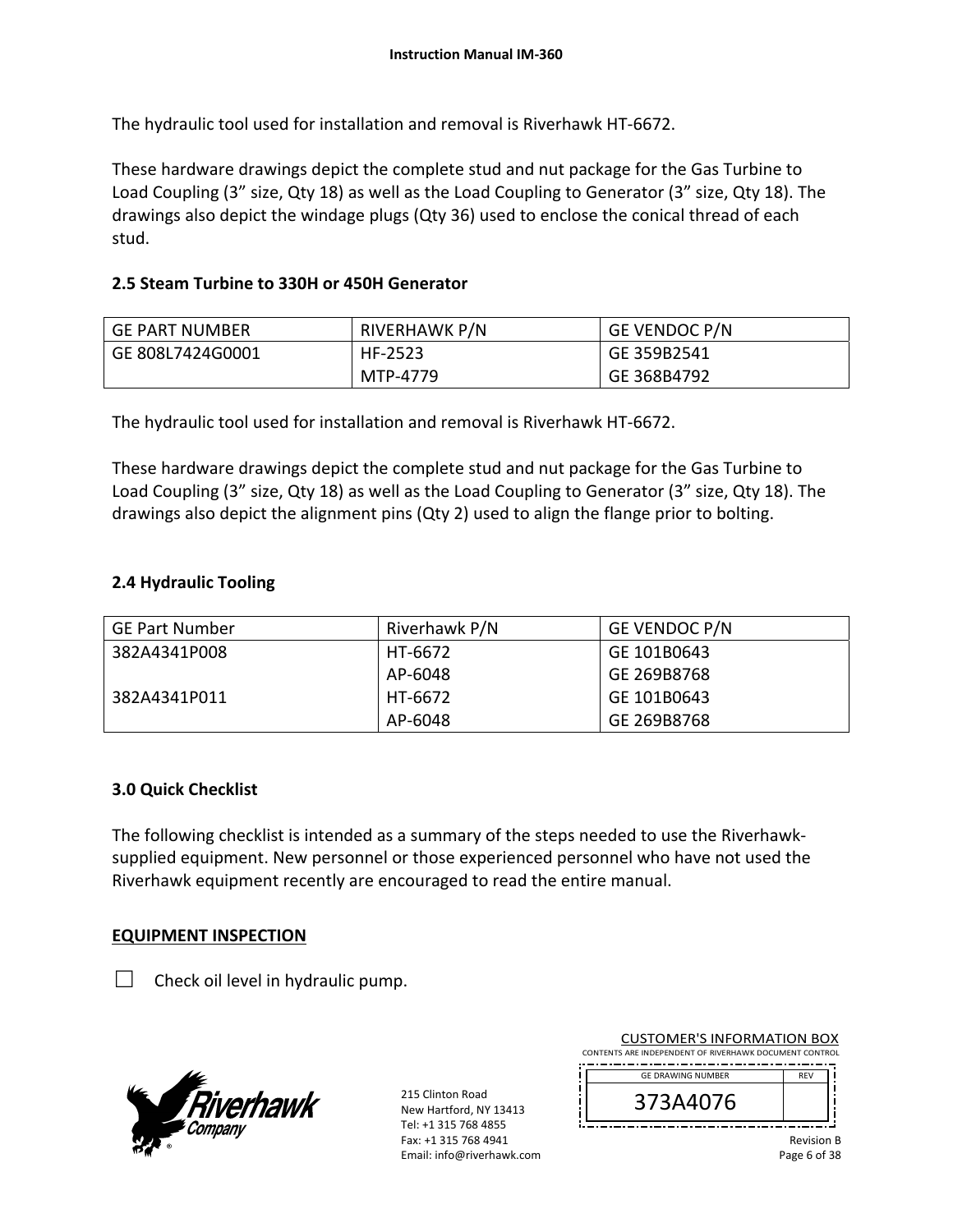The hydraulic tool used for installation and removal is Riverhawk HT-6672.

These hardware drawings depict the complete stud and nut package for the Gas Turbine to Load Coupling (3" size, Qty 18) as well as the Load Coupling to Generator (3" size, Qty 18). The drawings also depict the windage plugs (Qty 36) used to enclose the conical thread of each stud.

## 2.5 Steam Turbine to 330H or 450H Generator

| GE PART NUMBER | RIVERHAWK P/N | GE VENDOC P/N |
|---|---|---|
| GE 808L7424G0001 | HF-2523<br>MTP-4779 | GE 359B2541<br>GE 368B4792 |

The hydraulic tool used for installation and removal is Riverhawk HT-6672.

These hardware drawings depict the complete stud and nut package for the Gas Turbine to Load Coupling (3" size, Qty 18) as well as the Load Coupling to Generator (3" size, Qty 18). The drawings also depict the alignment pins (Qty 2) used to align the flange prior to bolting.

## 2.4 Hydraulic Tooling

| GE Part Number | Riverhawk P/N | GE VENDOC P/N |
|---|---|---|
| 382A4341P008 | HT-6672 | GE 101B0643 |
| | AP-6048 | GE 269B8768 |
| 382A4341P011 | HT-6672 | GE 101B0643 |
| | AP-6048 | GE 269B8768 |

## 3.0 Quick Checklist

The following checklist is intended as a summary of the steps needed to use the Riverhawk-supplied equipment. New personnel or those experienced personnel who have not used the Riverhawk equipment recently are encouraged to read the entire manual.

**EQUIPMENT INSPECTION**

☐ Check oil level in hydraulic pump.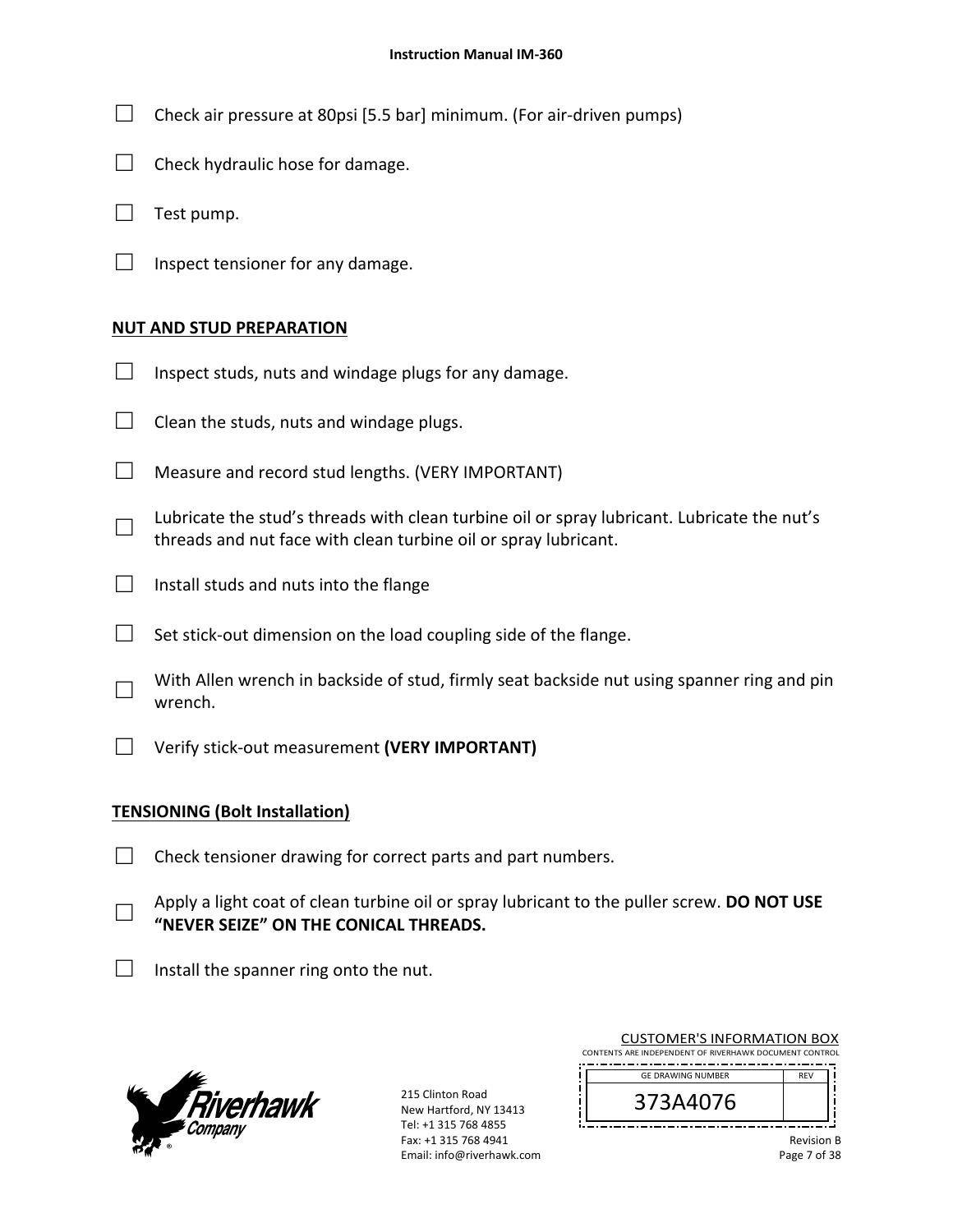☐ Check air pressure at 80psi [5.5 bar] minimum. (For air-driven pumps)

☐ Check hydraulic hose for damage.

☐ Test pump.

☐ Inspect tensioner for any damage.

## NUT AND STUD PREPARATION

☐ Inspect studs, nuts and windage plugs for any damage.

☐ Clean the studs, nuts and windage plugs.

☐ Measure and record stud lengths. (VERY IMPORTANT)

☐ Lubricate the stud's threads with clean turbine oil or spray lubricant. Lubricate the nut's threads and nut face with clean turbine oil or spray lubricant.

☐ Install studs and nuts into the flange

☐ Set stick-out dimension on the load coupling side of the flange.

☐ With Allen wrench in backside of stud, firmly seat backside nut using spanner ring and pin wrench.

☐ Verify stick-out measurement **(VERY IMPORTANT)**

## TENSIONING (Bolt Installation)

☐ Check tensioner drawing for correct parts and part numbers.

☐ Apply a light coat of clean turbine oil or spray lubricant to the puller screw. **DO NOT USE "NEVER SEIZE" ON THE CONICAL THREADS.**

☐ Install the spanner ring onto the nut.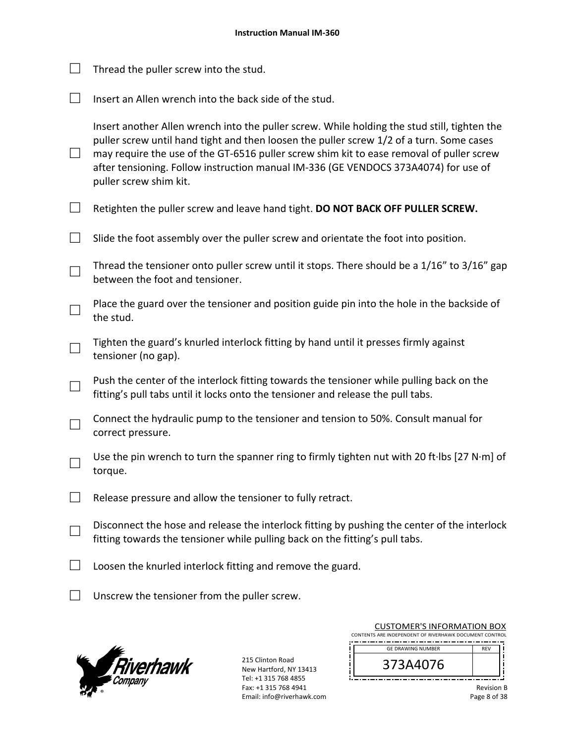- ☐ Thread the puller screw into the stud.

- ☐ Insert an Allen wrench into the back side of the stud.

- ☐ Insert another Allen wrench into the puller screw. While holding the stud still, tighten the puller screw until hand tight and then loosen the puller screw 1/2 of a turn. Some cases may require the use of the GT-6516 puller screw shim kit to ease removal of puller screw after tensioning. Follow instruction manual IM-336 (GE VENDOCS 373A4074) for use of puller screw shim kit.

- ☐ Retighten the puller screw and leave hand tight. **DO NOT BACK OFF PULLER SCREW.**

- ☐ Slide the foot assembly over the puller screw and orientate the foot into position.

- ☐ Thread the tensioner onto puller screw until it stops. There should be a 1/16” to 3/16” gap between the foot and tensioner.

- ☐ Place the guard over the tensioner and position guide pin into the hole in the backside of the stud.

- ☐ Tighten the guard’s knurled interlock fitting by hand until it presses firmly against tensioner (no gap).

- ☐ Push the center of the interlock fitting towards the tensioner while pulling back on the fitting’s pull tabs until it locks onto the tensioner and release the pull tabs.

- ☐ Connect the hydraulic pump to the tensioner and tension to 50%. Consult manual for correct pressure.

- ☐ Use the pin wrench to turn the spanner ring to firmly tighten nut with 20 ft·lbs [27 N·m] of torque.

- ☐ Release pressure and allow the tensioner to fully retract.

- ☐ Disconnect the hose and release the interlock fitting by pushing the center of the interlock fitting towards the tensioner while pulling back on the fitting’s pull tabs.

- ☐ Loosen the knurled interlock fitting and remove the guard.

- ☐ Unscrew the tensioner from the puller screw.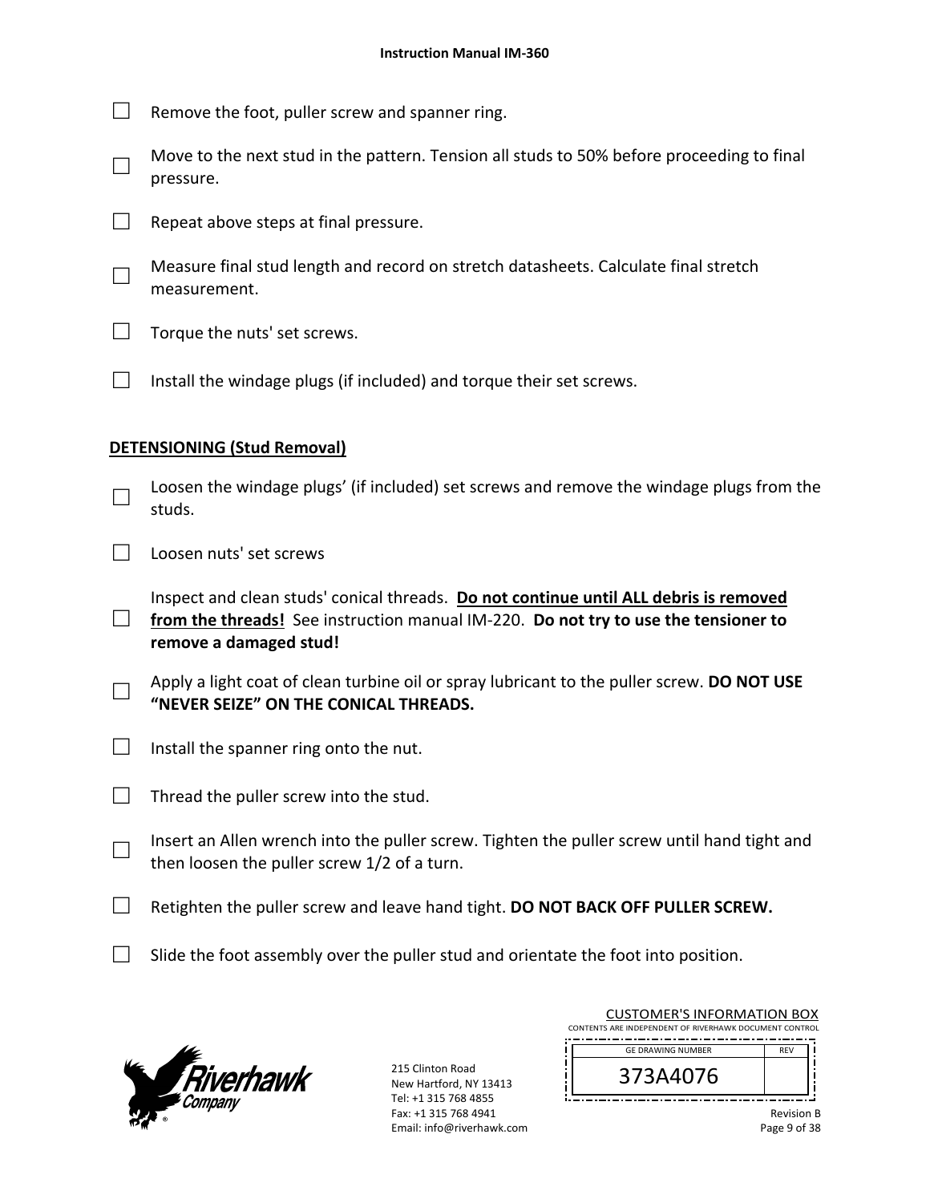- ☐ Remove the foot, puller screw and spanner ring.
- ☐ Move to the next stud in the pattern. Tension all studs to 50% before proceeding to final pressure.
- ☐ Repeat above steps at final pressure.
- ☐ Measure final stud length and record on stretch datasheets. Calculate final stretch measurement.
- ☐ Torque the nuts' set screws.
- ☐ Install the windage plugs (if included) and torque their set screws.

**DETENSIONING (Stud Removal)**

- ☐ Loosen the windage plugs' (if included) set screws and remove the windage plugs from the studs.
- ☐ Loosen nuts' set screws
- ☐ Inspect and clean studs' conical threads. **Do not continue until ALL debris is removed from the threads!** See instruction manual IM-220. **Do not try to use the tensioner to remove a damaged stud!**
- ☐ Apply a light coat of clean turbine oil or spray lubricant to the puller screw. **DO NOT USE "NEVER SEIZE" ON THE CONICAL THREADS.**
- ☐ Install the spanner ring onto the nut.
- ☐ Thread the puller screw into the stud.
- ☐ Insert an Allen wrench into the puller screw. Tighten the puller screw until hand tight and then loosen the puller screw 1/2 of a turn.
- ☐ Retighten the puller screw and leave hand tight. **DO NOT BACK OFF PULLER SCREW.**
- ☐ Slide the foot assembly over the puller stud and orientate the foot into position.

215 Clinton Road
New Hartford, NY 13413
Tel: +1 315 768 4855
Fax: +1 315 768 4941
Email: info@riverhawk.com

CUSTOMER'S INFORMATION BOX
CONTENTS ARE INDEPENDENT OF RIVERHAWK DOCUMENT CONTROL

| GE DRAWING NUMBER | REV |
|---|---|
| 373A4076 | |

Revision B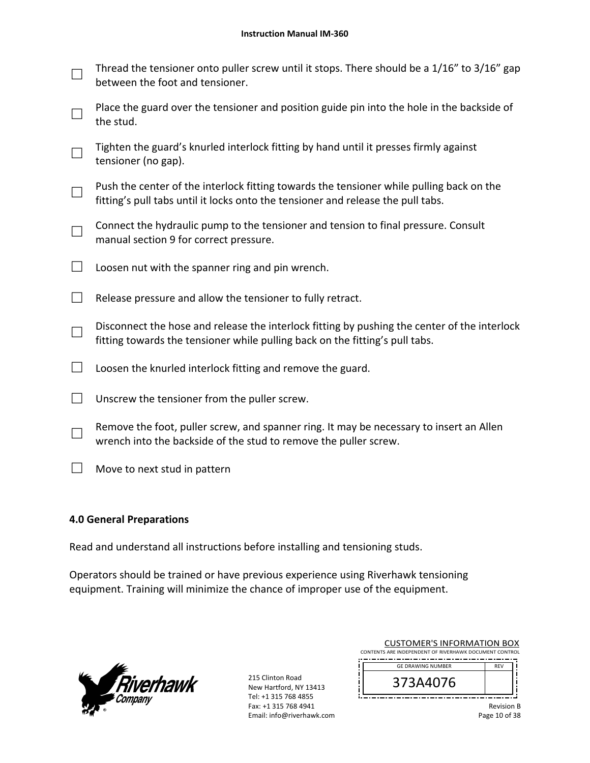☐ Thread the tensioner onto puller screw until it stops. There should be a 1/16" to 3/16" gap between the foot and tensioner.

☐ Place the guard over the tensioner and position guide pin into the hole in the backside of the stud.

☐ Tighten the guard's knurled interlock fitting by hand until it presses firmly against tensioner (no gap).

☐ Push the center of the interlock fitting towards the tensioner while pulling back on the fitting's pull tabs until it locks onto the tensioner and release the pull tabs.

☐ Connect the hydraulic pump to the tensioner and tension to final pressure. Consult manual section 9 for correct pressure.

☐ Loosen nut with the spanner ring and pin wrench.

☐ Release pressure and allow the tensioner to fully retract.

☐ Disconnect the hose and release the interlock fitting by pushing the center of the interlock fitting towards the tensioner while pulling back on the fitting's pull tabs.

☐ Loosen the knurled interlock fitting and remove the guard.

☐ Unscrew the tensioner from the puller screw.

☐ Remove the foot, puller screw, and spanner ring. It may be necessary to insert an Allen wrench into the backside of the stud to remove the puller screw.

☐ Move to next stud in pattern

## 4.0 General Preparations

Read and understand all instructions before installing and tensioning studs.

Operators should be trained or have previous experience using Riverhawk tensioning equipment. Training will minimize the chance of improper use of the equipment.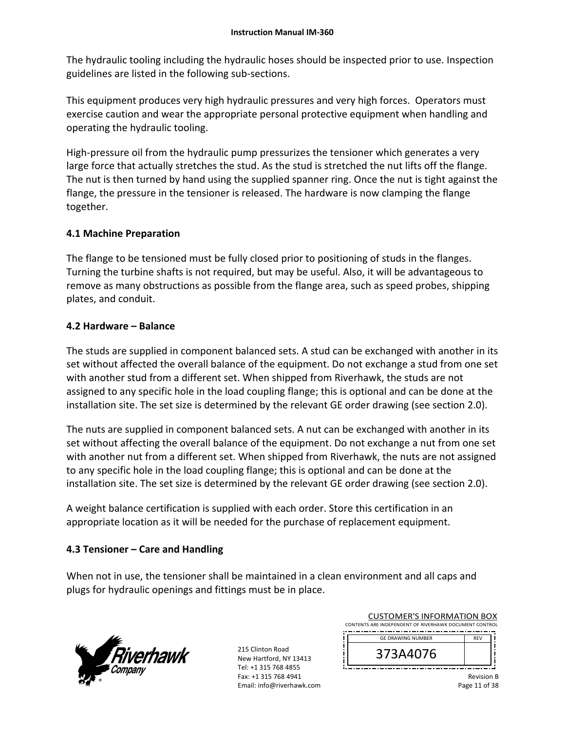The hydraulic tooling including the hydraulic hoses should be inspected prior to use. Inspection guidelines are listed in the following sub-sections.

This equipment produces very high hydraulic pressures and very high forces. Operators must exercise caution and wear the appropriate personal protective equipment when handling and operating the hydraulic tooling.

High-pressure oil from the hydraulic pump pressurizes the tensioner which generates a very large force that actually stretches the stud. As the stud is stretched the nut lifts off the flange. The nut is then turned by hand using the supplied spanner ring. Once the nut is tight against the flange, the pressure in the tensioner is released. The hardware is now clamping the flange together.

## 4.1 Machine Preparation

The flange to be tensioned must be fully closed prior to positioning of studs in the flanges. Turning the turbine shafts is not required, but may be useful. Also, it will be advantageous to remove as many obstructions as possible from the flange area, such as speed probes, shipping plates, and conduit.

## 4.2 Hardware – Balance

The studs are supplied in component balanced sets. A stud can be exchanged with another in its set without affected the overall balance of the equipment. Do not exchange a stud from one set with another stud from a different set. When shipped from Riverhawk, the studs are not assigned to any specific hole in the load coupling flange; this is optional and can be done at the installation site. The set size is determined by the relevant GE order drawing (see section 2.0).

The nuts are supplied in component balanced sets. A nut can be exchanged with another in its set without affecting the overall balance of the equipment. Do not exchange a nut from one set with another nut from a different set. When shipped from Riverhawk, the nuts are not assigned to any specific hole in the load coupling flange; this is optional and can be done at the installation site. The set size is determined by the relevant GE order drawing (see section 2.0).

A weight balance certification is supplied with each order. Store this certification in an appropriate location as it will be needed for the purchase of replacement equipment.

## 4.3 Tensioner – Care and Handling

When not in use, the tensioner shall be maintained in a clean environment and all caps and plugs for hydraulic openings and fittings must be in place.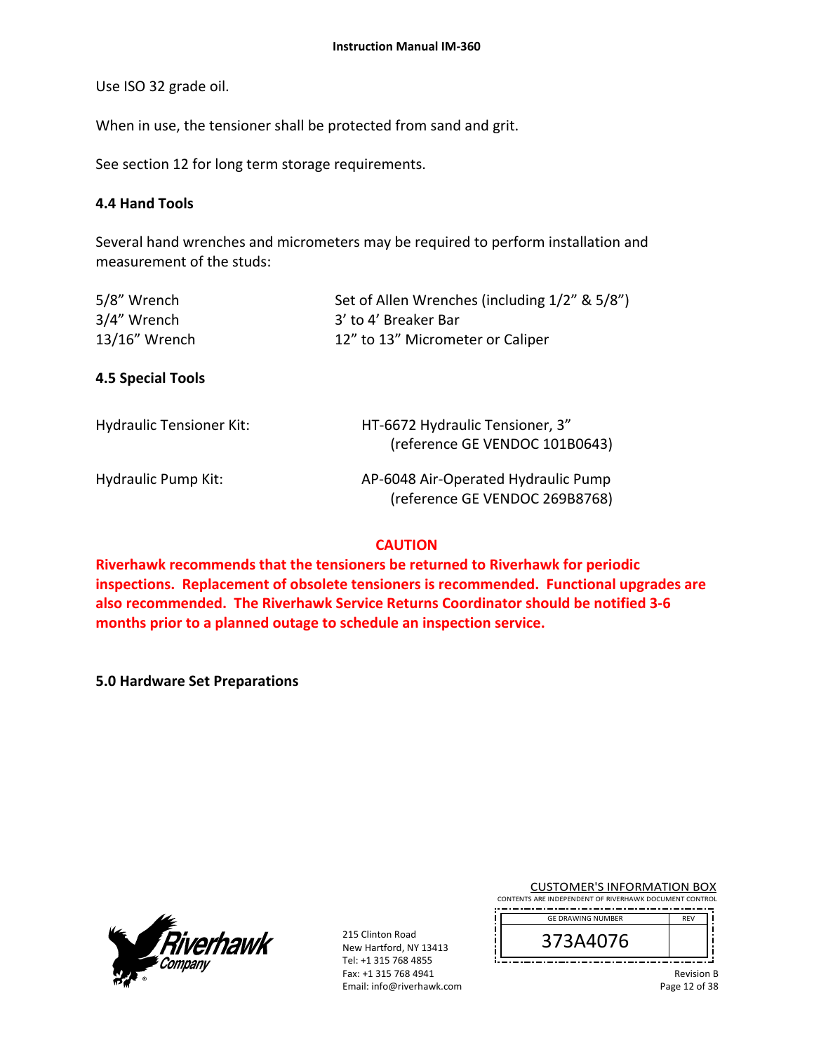Use ISO 32 grade oil.

When in use, the tensioner shall be protected from sand and grit.

See section 12 for long term storage requirements.

### 4.4 Hand Tools

Several hand wrenches and micrometers may be required to perform installation and measurement of the studs:

| | |
|---|---|
| 5/8" Wrench | Set of Allen Wrenches (including 1/2" & 5/8") |
| 3/4" Wrench | 3' to 4' Breaker Bar |
| 13/16" Wrench | 12" to 13" Micrometer or Caliper |

### 4.5 Special Tools

| | |
|---|---|
| Hydraulic Tensioner Kit: | HT-6672 Hydraulic Tensioner, 3" (reference GE VENDOC 101B0643) |
| Hydraulic Pump Kit: | AP-6048 Air-Operated Hydraulic Pump (reference GE VENDOC 269B8768) |

**CAUTION**

**Riverhawk recommends that the tensioners be returned to Riverhawk for periodic inspections. Replacement of obsolete tensioners is recommended. Functional upgrades are also recommended. The Riverhawk Service Returns Coordinator should be notified 3-6 months prior to a planned outage to schedule an inspection service.**

## 5.0 Hardware Set Preparations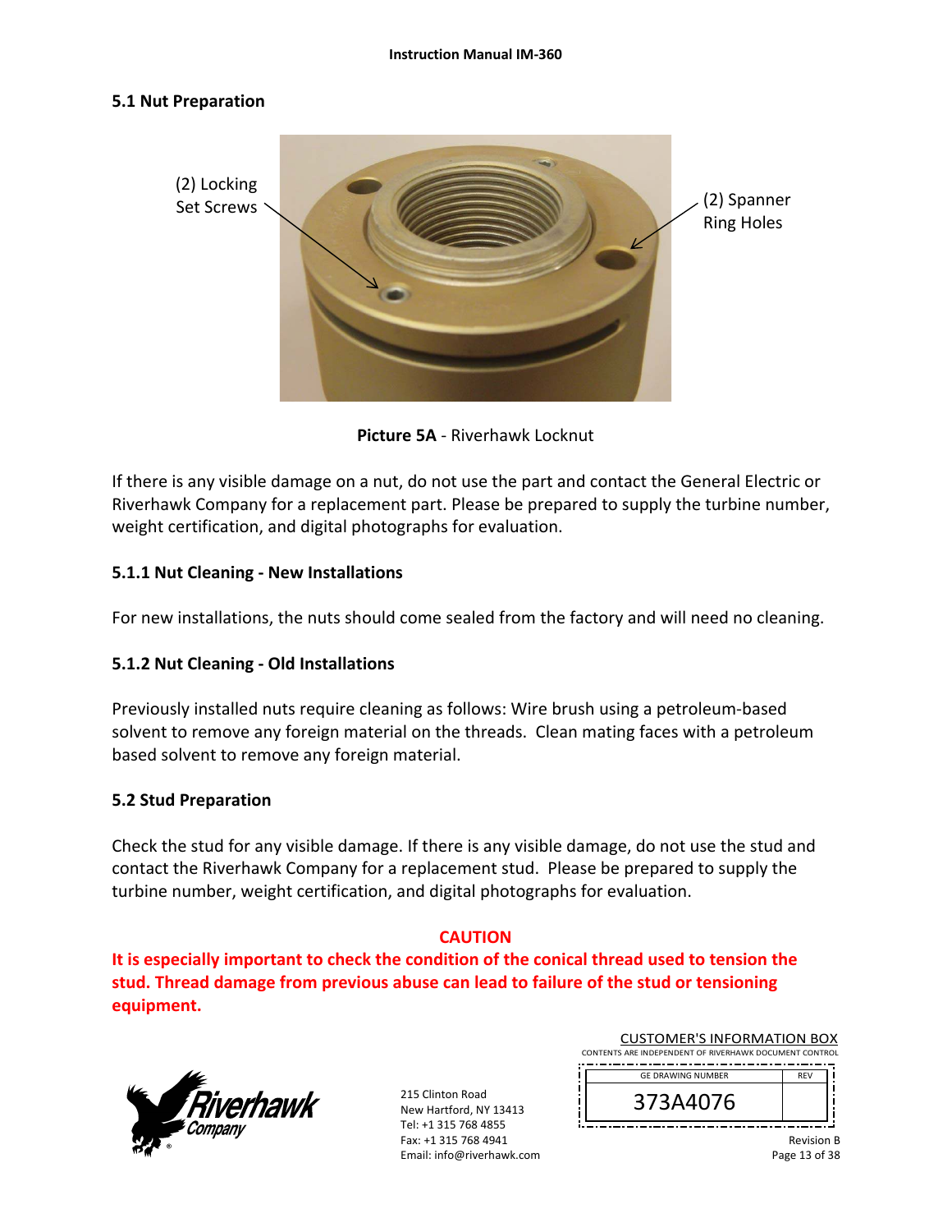## 5.1 Nut Preparation

(2) Locking Set Screws

(2) Spanner Ring Holes

**Picture 5A** - Riverhawk Locknut

If there is any visible damage on a nut, do not use the part and contact the General Electric or Riverhawk Company for a replacement part. Please be prepared to supply the turbine number, weight certification, and digital photographs for evaluation.

### 5.1.1 Nut Cleaning - New Installations

For new installations, the nuts should come sealed from the factory and will need no cleaning.

### 5.1.2 Nut Cleaning - Old Installations

Previously installed nuts require cleaning as follows: Wire brush using a petroleum-based solvent to remove any foreign material on the threads. Clean mating faces with a petroleum based solvent to remove any foreign material.

## 5.2 Stud Preparation

Check the stud for any visible damage. If there is any visible damage, do not use the stud and contact the Riverhawk Company for a replacement stud. Please be prepared to supply the turbine number, weight certification, and digital photographs for evaluation.

**CAUTION**

**It is especially important to check the condition of the conical thread used to tension the stud. Thread damage from previous abuse can lead to failure of the stud or tensioning equipment.**

215 Clinton Road
New Hartford, NY 13413
Tel: +1 315 768 4855
Fax: +1 315 768 4941
Email: info@riverhawk.com

CUSTOMER'S INFORMATION BOX
CONTENTS ARE INDEPENDENT OF RIVERHAWK DOCUMENT CONTROL

| GE DRAWING NUMBER | REV |
| --- | --- |
| 373A4076 | |

Revision B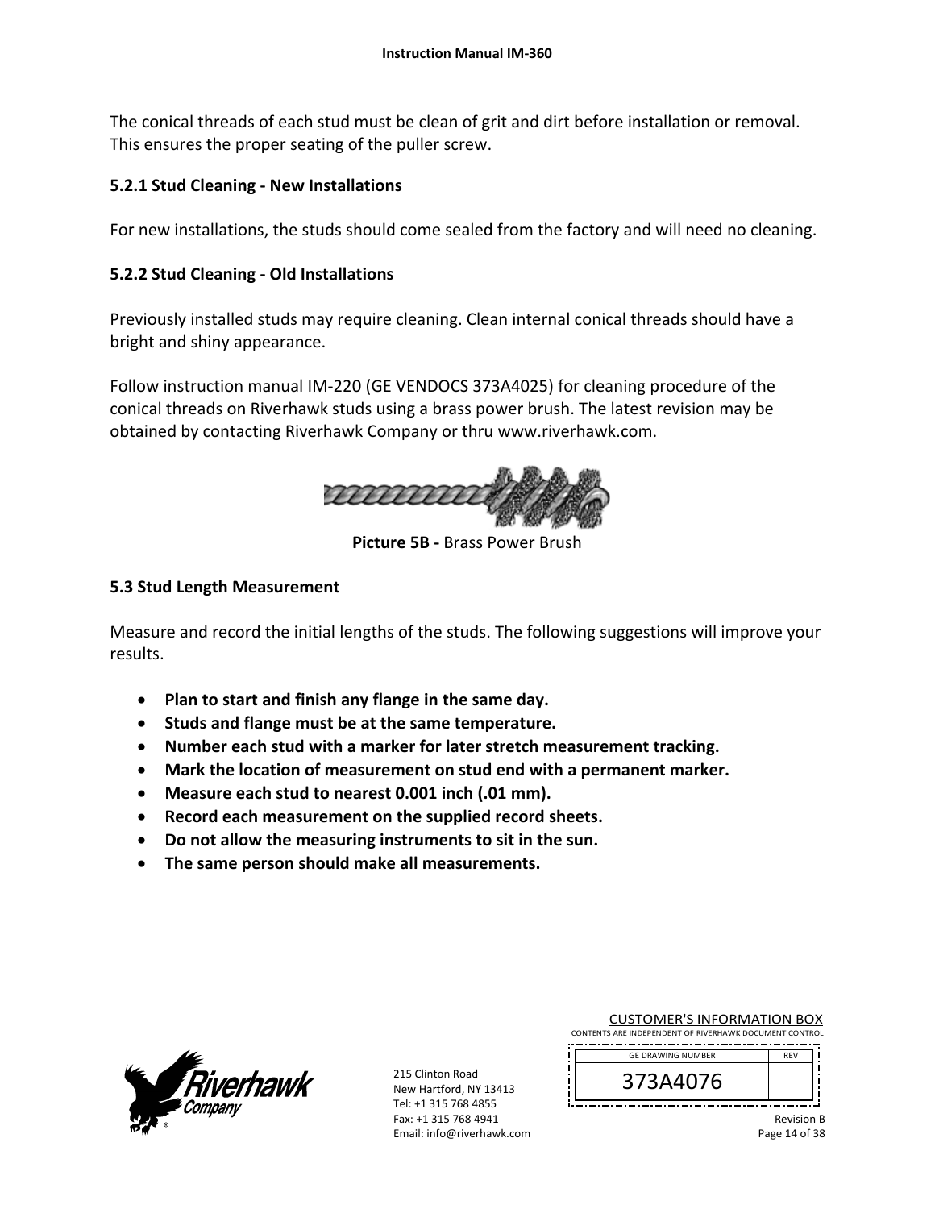The conical threads of each stud must be clean of grit and dirt before installation or removal. This ensures the proper seating of the puller screw.

### 5.2.1 Stud Cleaning - New Installations

For new installations, the studs should come sealed from the factory and will need no cleaning.

### 5.2.2 Stud Cleaning - Old Installations

Previously installed studs may require cleaning. Clean internal conical threads should have a bright and shiny appearance.

Follow instruction manual IM-220 (GE VENDOCS 373A4025) for cleaning procedure of the conical threads on Riverhawk studs using a brass power brush. The latest revision may be obtained by contacting Riverhawk Company or thru www.riverhawk.com.

**Picture 5B -** Brass Power Brush

## 5.3 Stud Length Measurement

Measure and record the initial lengths of the studs. The following suggestions will improve your results.

- **Plan to start and finish any flange in the same day.**
- **Studs and flange must be at the same temperature.**
- **Number each stud with a marker for later stretch measurement tracking.**
- **Mark the location of measurement on stud end with a permanent marker.**
- **Measure each stud to nearest 0.001 inch (.01 mm).**
- **Record each measurement on the supplied record sheets.**
- **Do not allow the measuring instruments to sit in the sun.**
- **The same person should make all measurements.**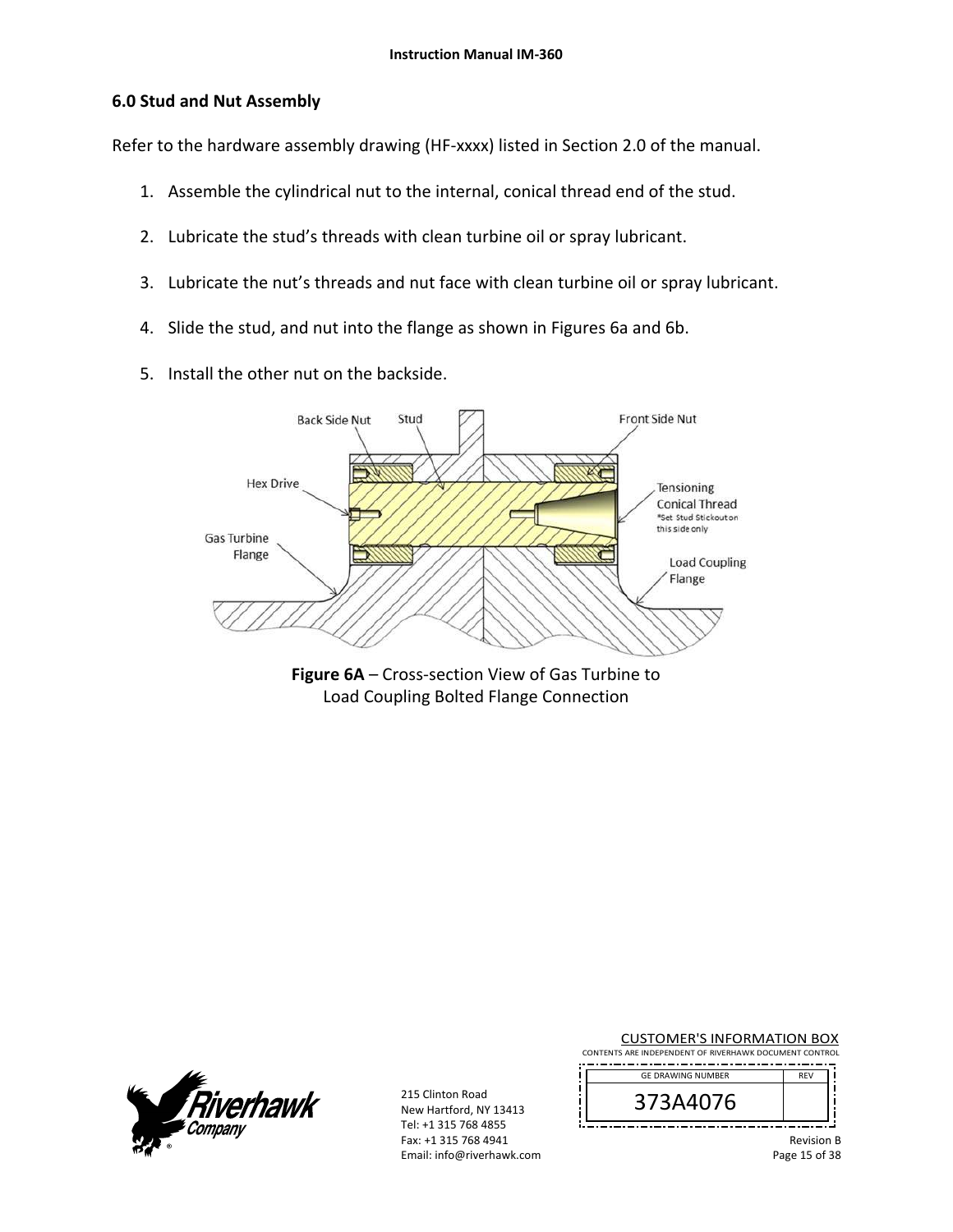## 6.0 Stud and Nut Assembly

Refer to the hardware assembly drawing (HF-xxxx) listed in Section 2.0 of the manual.

1. Assemble the cylindrical nut to the internal, conical thread end of the stud.
2. Lubricate the stud's threads with clean turbine oil or spray lubricant.
3. Lubricate the nut's threads and nut face with clean turbine oil or spray lubricant.
4. Slide the stud, and nut into the flange as shown in Figures 6a and 6b.
5. Install the other nut on the backside.

**Figure 6A** – Cross-section View of Gas Turbine to Load Coupling Bolted Flange Connection

CUSTOMER'S INFORMATION BOX
CONTENTS ARE INDEPENDENT OF RIVERHAWK DOCUMENT CONTROL

| GE DRAWING NUMBER | REV |
|---|---|
| 373A4076 | |

215 Clinton Road
New Hartford, NY 13413
Tel: +1 315 768 4855
Fax: +1 315 768 4941
Email: info@riverhawk.com

Revision B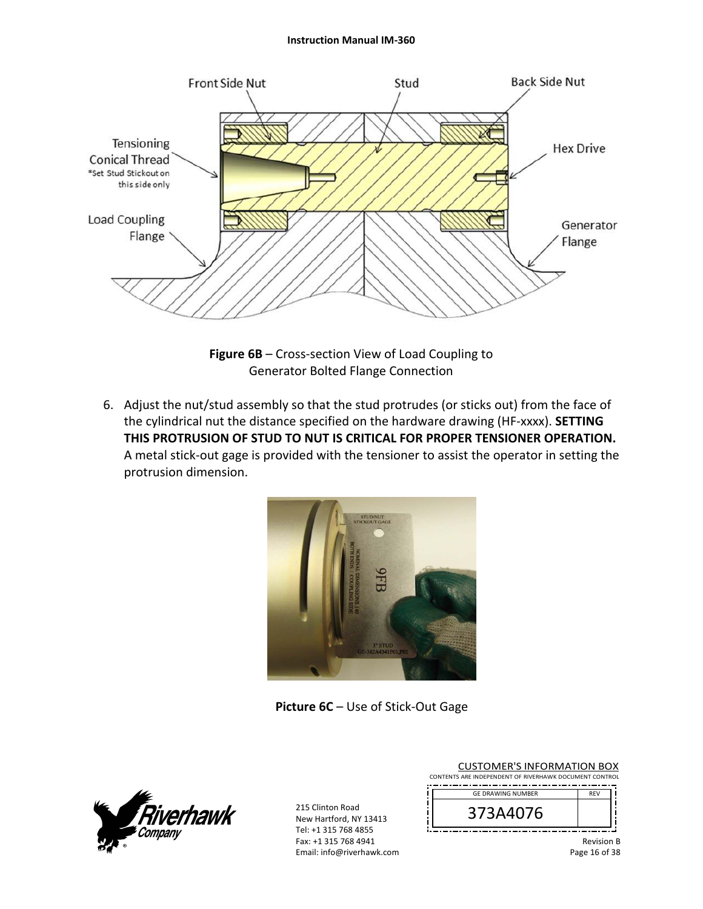**Figure 6B** – Cross-section View of Load Coupling to Generator Bolted Flange Connection

6. Adjust the nut/stud assembly so that the stud protrudes (or sticks out) from the face of the cylindrical nut the distance specified on the hardware drawing (HF-xxxx). **SETTING THIS PROTRUSION OF STUD TO NUT IS CRITICAL FOR PROPER TENSIONER OPERATION.** A metal stick-out gage is provided with the tensioner to assist the operator in setting the protrusion dimension.

**Picture 6C** – Use of Stick-Out Gage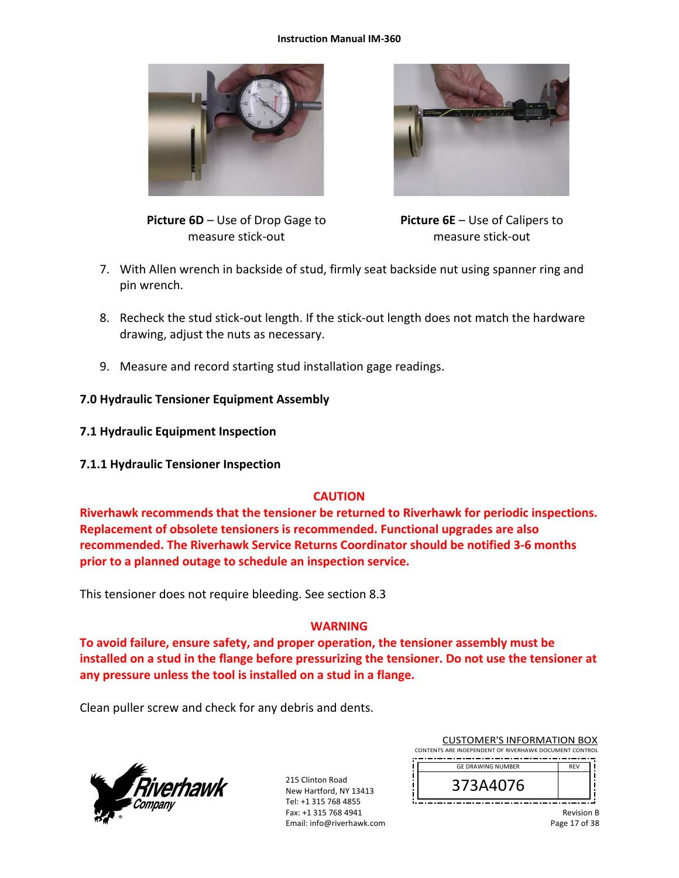**Picture 6D** – Use of Drop Gage to measure stick-out

**Picture 6E** – Use of Calipers to measure stick-out

7. With Allen wrench in backside of stud, firmly seat backside nut using spanner ring and pin wrench.

8. Recheck the stud stick-out length. If the stick-out length does not match the hardware drawing, adjust the nuts as necessary.

9. Measure and record starting stud installation gage readings.

## 7.0 Hydraulic Tensioner Equipment Assembly

### 7.1 Hydraulic Equipment Inspection

#### 7.1.1 Hydraulic Tensioner Inspection

**CAUTION**

**Riverhawk recommends that the tensioner be returned to Riverhawk for periodic inspections. Replacement of obsolete tensioners is recommended. Functional upgrades are also recommended. The Riverhawk Service Returns Coordinator should be notified 3-6 months prior to a planned outage to schedule an inspection service.**

This tensioner does not require bleeding. See section 8.3

**WARNING**

**To avoid failure, ensure safety, and proper operation, the tensioner assembly must be installed on a stud in the flange before pressurizing the tensioner. Do not use the tensioner at any pressure unless the tool is installed on a stud in a flange.**

Clean puller screw and check for any debris and dents.

Riverhawk Company
215 Clinton Road
New Hartford, NY 13413
Tel: +1 315 768 4855
Fax: +1 315 768 4941
Email: info@riverhawk.com

CUSTOMER'S INFORMATION BOX
CONTENTS ARE INDEPENDENT OF RIVERHAWK DOCUMENT CONTROL

| GE DRAWING NUMBER | REV |
| --- | --- |
| 373A4076 | |

Revision B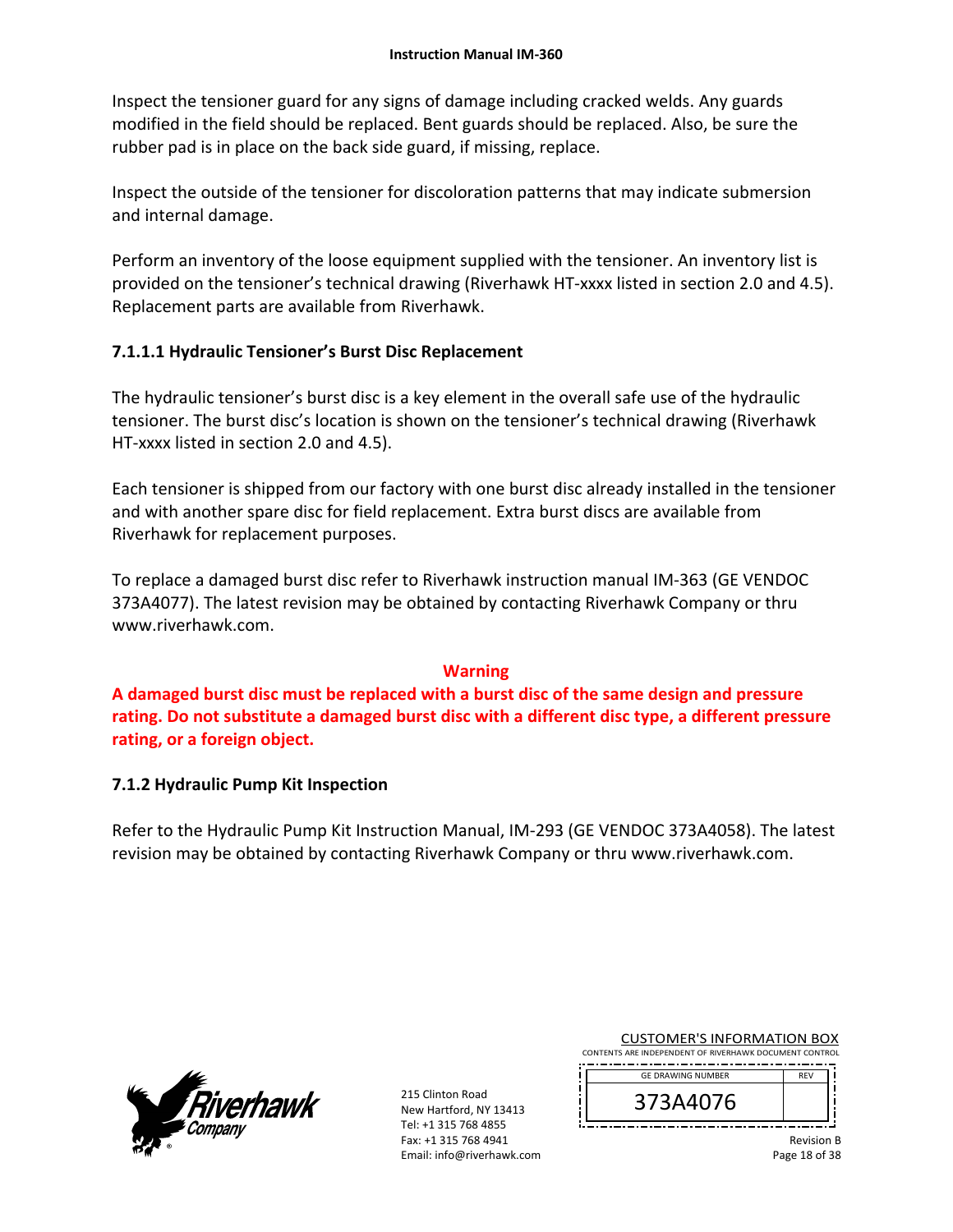Inspect the tensioner guard for any signs of damage including cracked welds. Any guards modified in the field should be replaced. Bent guards should be replaced. Also, be sure the rubber pad is in place on the back side guard, if missing, replace.

Inspect the outside of the tensioner for discoloration patterns that may indicate submersion and internal damage.

Perform an inventory of the loose equipment supplied with the tensioner. An inventory list is provided on the tensioner's technical drawing (Riverhawk HT-xxxx listed in section 2.0 and 4.5). Replacement parts are available from Riverhawk.

#### 7.1.1.1 Hydraulic Tensioner's Burst Disc Replacement

The hydraulic tensioner's burst disc is a key element in the overall safe use of the hydraulic tensioner. The burst disc's location is shown on the tensioner's technical drawing (Riverhawk HT-xxxx listed in section 2.0 and 4.5).

Each tensioner is shipped from our factory with one burst disc already installed in the tensioner and with another spare disc for field replacement. Extra burst discs are available from Riverhawk for replacement purposes.

To replace a damaged burst disc refer to Riverhawk instruction manual IM-363 (GE VENDOC 373A4077). The latest revision may be obtained by contacting Riverhawk Company or thru www.riverhawk.com.

**Warning**

**A damaged burst disc must be replaced with a burst disc of the same design and pressure rating. Do not substitute a damaged burst disc with a different disc type, a different pressure rating, or a foreign object.**

### 7.1.2 Hydraulic Pump Kit Inspection

Refer to the Hydraulic Pump Kit Instruction Manual, IM-293 (GE VENDOC 373A4058). The latest revision may be obtained by contacting Riverhawk Company or thru www.riverhawk.com.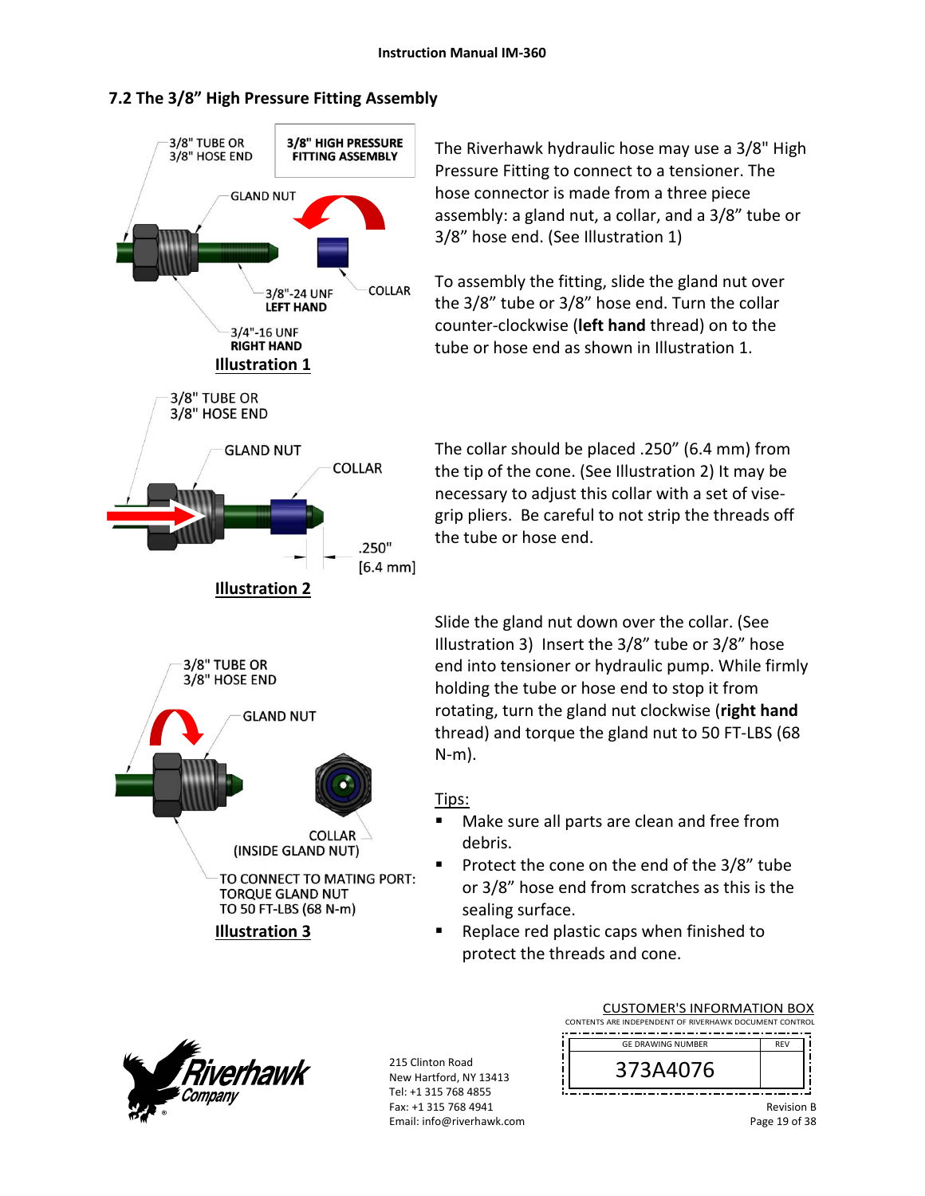## 7.2 The 3/8" High Pressure Fitting Assembly

3/8" TUBE OR 3/8" HOSE END

**3/8" HIGH PRESSURE FITTING ASSEMBLY**

GLAND NUT

COLLAR

3/8"-24 UNF **LEFT HAND**

3/4"-16 UNF **RIGHT HAND**

**Illustration 1**

The Riverhawk hydraulic hose may use a 3/8" High Pressure Fitting to connect to a tensioner. The hose connector is made from a three piece assembly: a gland nut, a collar, and a 3/8" tube or 3/8" hose end. (See Illustration 1)

To assembly the fitting, slide the gland nut over the 3/8" tube or 3/8" hose end. Turn the collar counter-clockwise (**left hand** thread) on to the tube or hose end as shown in Illustration 1.

3/8" TUBE OR 3/8" HOSE END

GLAND NUT

COLLAR

.250" [6.4 mm]

**Illustration 2**

The collar should be placed .250" (6.4 mm) from the tip of the cone. (See Illustration 2) It may be necessary to adjust this collar with a set of vise-grip pliers. Be careful to not strip the threads off the tube or hose end.

3/8" TUBE OR 3/8" HOSE END

GLAND NUT

COLLAR (INSIDE GLAND NUT)

TO CONNECT TO MATING PORT: TORQUE GLAND NUT TO 50 FT-LBS (68 N-m)

**Illustration 3**

Slide the gland nut down over the collar. (See Illustration 3) Insert the 3/8" tube or 3/8" hose end into tensioner or hydraulic pump. While firmly holding the tube or hose end to stop it from rotating, turn the gland nut clockwise (**right hand** thread) and torque the gland nut to 50 FT-LBS (68 N-m).

Tips:

- Make sure all parts are clean and free from debris.
- Protect the cone on the end of the 3/8" tube or 3/8" hose end from scratches as this is the sealing surface.
- Replace red plastic caps when finished to protect the threads and cone.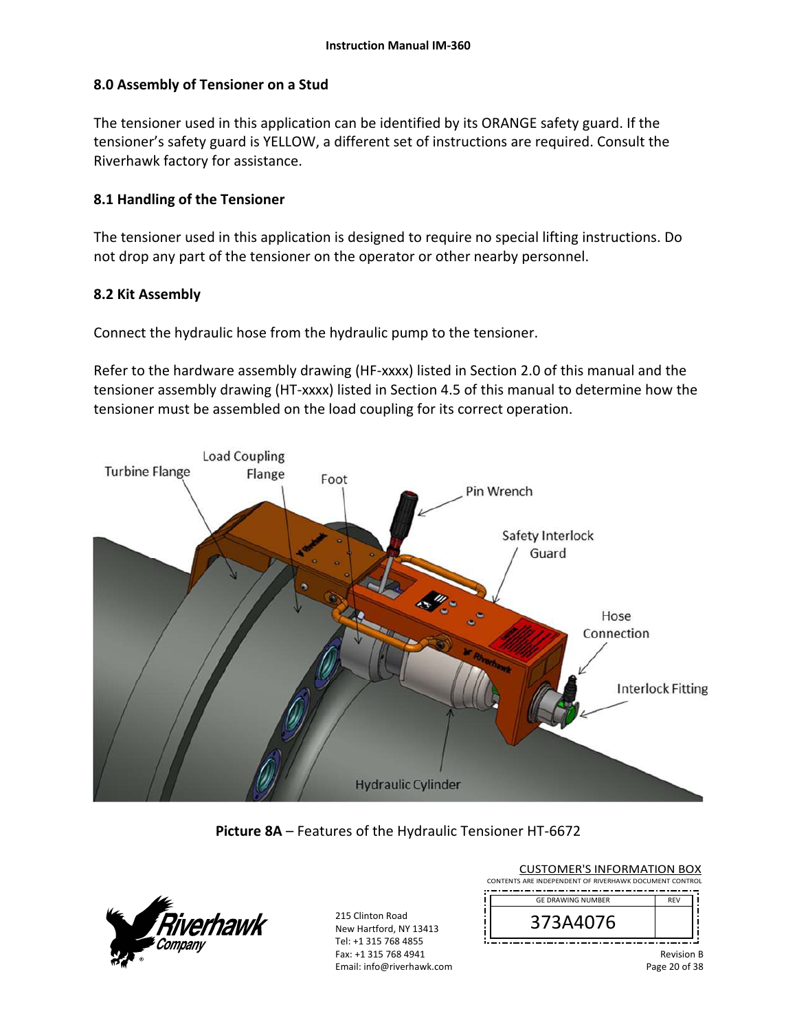## 8.0 Assembly of Tensioner on a Stud

The tensioner used in this application can be identified by its ORANGE safety guard. If the tensioner's safety guard is YELLOW, a different set of instructions are required. Consult the Riverhawk factory for assistance.

### 8.1 Handling of the Tensioner

The tensioner used in this application is designed to require no special lifting instructions. Do not drop any part of the tensioner on the operator or other nearby personnel.

### 8.2 Kit Assembly

Connect the hydraulic hose from the hydraulic pump to the tensioner.

Refer to the hardware assembly drawing (HF-xxxx) listed in Section 2.0 of this manual and the tensioner assembly drawing (HT-xxxx) listed in Section 4.5 of this manual to determine how the tensioner must be assembled on the load coupling for its correct operation.

**Picture 8A** – Features of the Hydraulic Tensioner HT-6672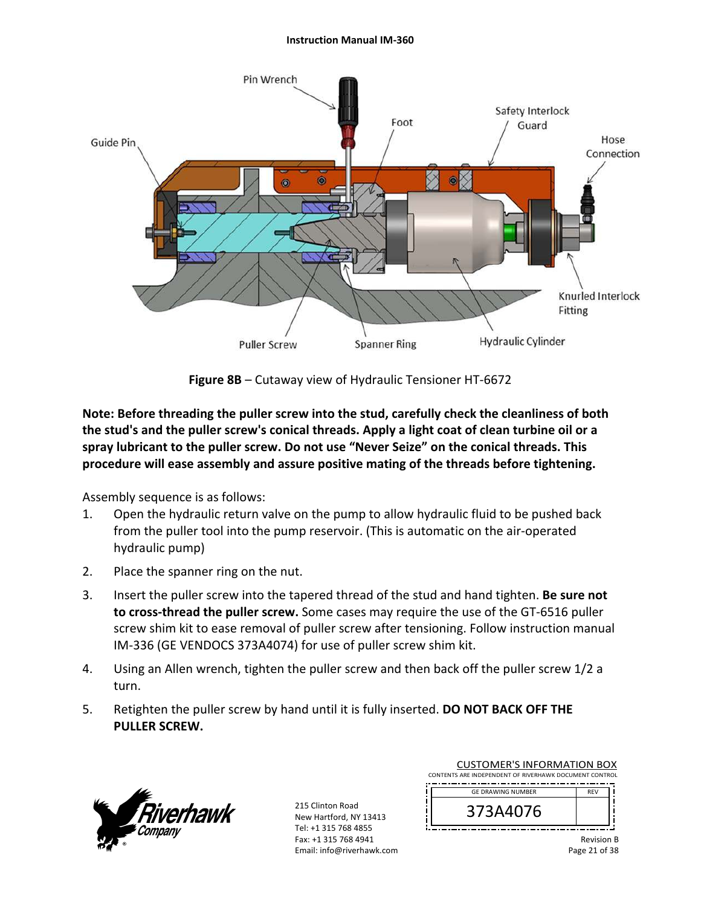**Figure 8B** – Cutaway view of Hydraulic Tensioner HT-6672

**Note: Before threading the puller screw into the stud, carefully check the cleanliness of both the stud's and the puller screw's conical threads. Apply a light coat of clean turbine oil or a spray lubricant to the puller screw. Do not use "Never Seize" on the conical threads. This procedure will ease assembly and assure positive mating of the threads before tightening.**

Assembly sequence is as follows:

1. Open the hydraulic return valve on the pump to allow hydraulic fluid to be pushed back from the puller tool into the pump reservoir. (This is automatic on the air-operated hydraulic pump)
2. Place the spanner ring on the nut.
3. Insert the puller screw into the tapered thread of the stud and hand tighten. **Be sure not to cross-thread the puller screw.** Some cases may require the use of the GT-6516 puller screw shim kit to ease removal of puller screw after tensioning. Follow instruction manual IM-336 (GE VENDOCS 373A4074) for use of puller screw shim kit.
4. Using an Allen wrench, tighten the puller screw and then back off the puller screw 1/2 a turn.
5. Retighten the puller screw by hand until it is fully inserted. **DO NOT BACK OFF THE PULLER SCREW.**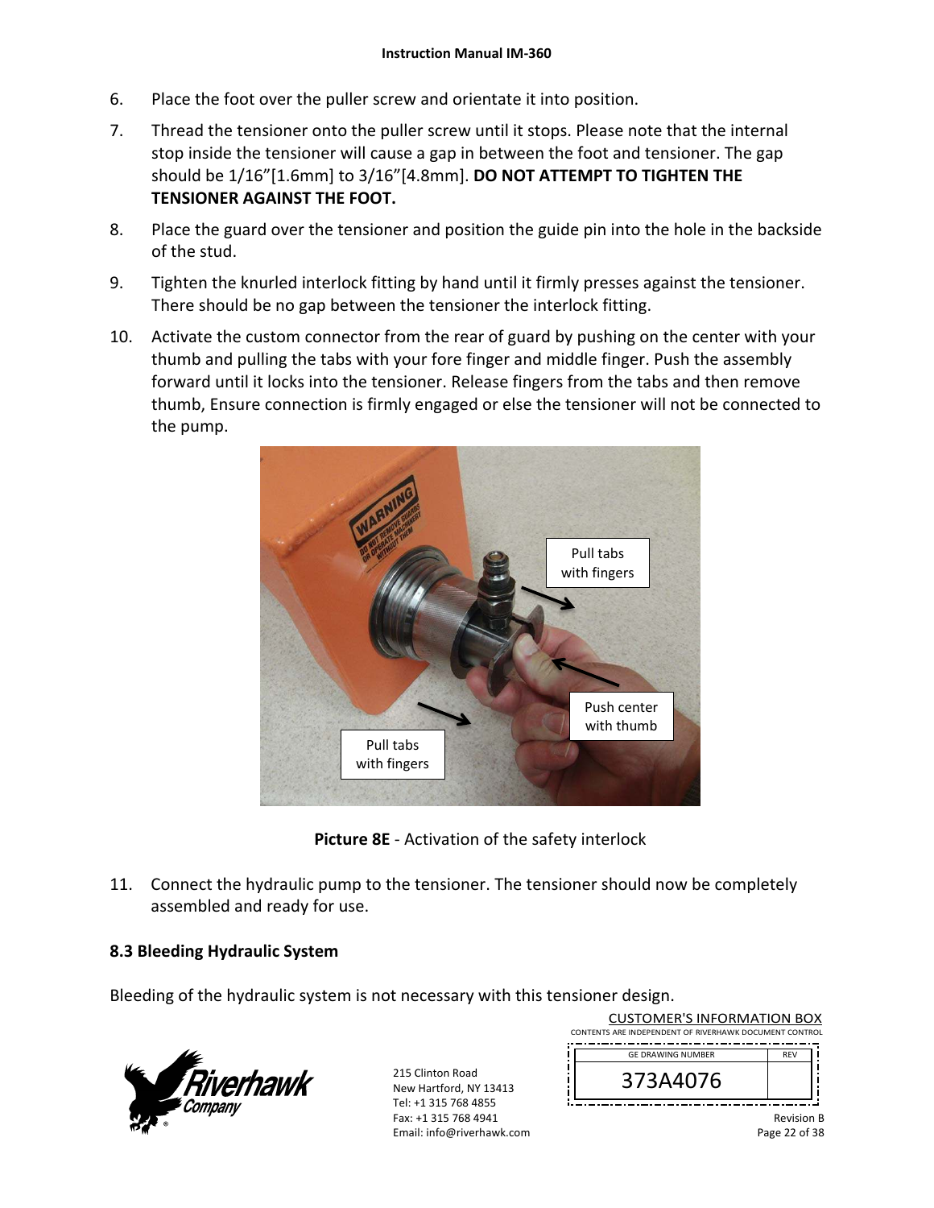6. Place the foot over the puller screw and orientate it into position.
7. Thread the tensioner onto the puller screw until it stops. Please note that the internal stop inside the tensioner will cause a gap in between the foot and tensioner. The gap should be 1/16”[1.6mm] to 3/16”[4.8mm]. **DO NOT ATTEMPT TO TIGHTEN THE TENSIONER AGAINST THE FOOT.**
8. Place the guard over the tensioner and position the guide pin into the hole in the backside of the stud.
9. Tighten the knurled interlock fitting by hand until it firmly presses against the tensioner. There should be no gap between the tensioner the interlock fitting.
10. Activate the custom connector from the rear of guard by pushing on the center with your thumb and pulling the tabs with your fore finger and middle finger. Push the assembly forward until it locks into the tensioner. Release fingers from the tabs and then remove thumb, Ensure connection is firmly engaged or else the tensioner will not be connected to the pump.

**Picture 8E** - Activation of the safety interlock

11. Connect the hydraulic pump to the tensioner. The tensioner should now be completely assembled and ready for use.

### 8.3 Bleeding Hydraulic System

Bleeding of the hydraulic system is not necessary with this tensioner design.

215 Clinton Road
New Hartford, NY 13413
Tel: +1 315 768 4855
Fax: +1 315 768 4941
Email: info@riverhawk.com

CUSTOMER'S INFORMATION BOX
CONTENTS ARE INDEPENDENT OF RIVERHAWK DOCUMENT CONTROL

| GE DRAWING NUMBER | REV |
|---|---|
| 373A4076 | |

Revision B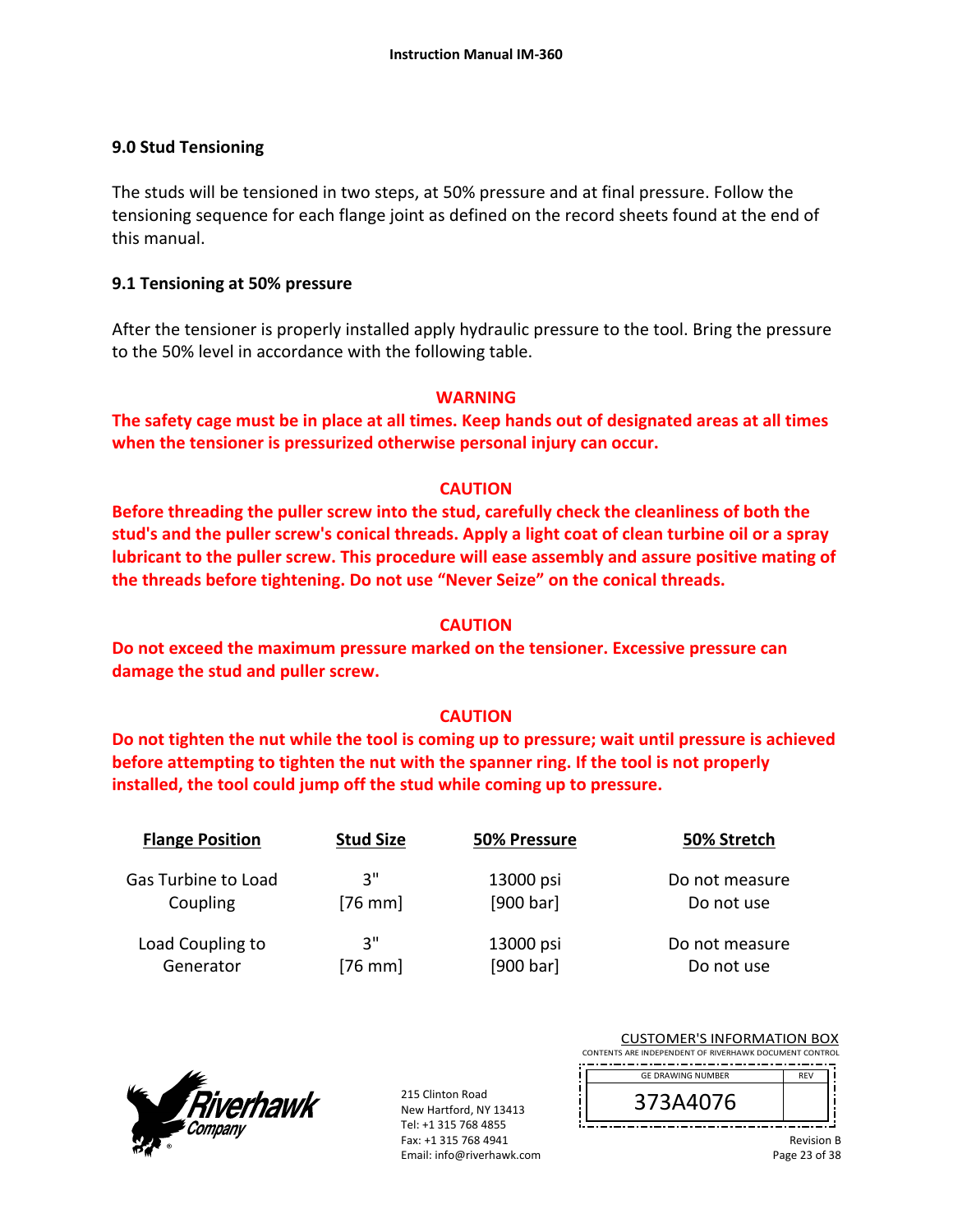## 9.0 Stud Tensioning

The studs will be tensioned in two steps, at 50% pressure and at final pressure. Follow the tensioning sequence for each flange joint as defined on the record sheets found at the end of this manual.

### 9.1 Tensioning at 50% pressure

After the tensioner is properly installed apply hydraulic pressure to the tool. Bring the pressure to the 50% level in accordance with the following table.

**WARNING**

**The safety cage must be in place at all times. Keep hands out of designated areas at all times when the tensioner is pressurized otherwise personal injury can occur.**

**CAUTION**

**Before threading the puller screw into the stud, carefully check the cleanliness of both the stud's and the puller screw's conical threads. Apply a light coat of clean turbine oil or a spray lubricant to the puller screw. This procedure will ease assembly and assure positive mating of the threads before tightening. Do not use "Never Seize" on the conical threads.**

**CAUTION**

**Do not exceed the maximum pressure marked on the tensioner. Excessive pressure can damage the stud and puller screw.**

**CAUTION**

**Do not tighten the nut while the tool is coming up to pressure; wait until pressure is achieved before attempting to tighten the nut with the spanner ring. If the tool is not properly installed, the tool could jump off the stud while coming up to pressure.**

| Flange Position | Stud Size | 50% Pressure | 50% Stretch |
|---|---|---|---|
| Gas Turbine to Load Coupling | 3" [76 mm] | 13000 psi [900 bar] | Do not measure Do not use |
| Load Coupling to Generator | 3" [76 mm] | 13000 psi [900 bar] | Do not measure Do not use |

215 Clinton Road
New Hartford, NY 13413
Tel: +1 315 768 4855
Fax: +1 315 768 4941
Email: info@riverhawk.com

CUSTOMER'S INFORMATION BOX
CONTENTS ARE INDEPENDENT OF RIVERHAWK DOCUMENT CONTROL

| GE DRAWING NUMBER | REV |
|---|---|
| 373A4076 | |

Revision B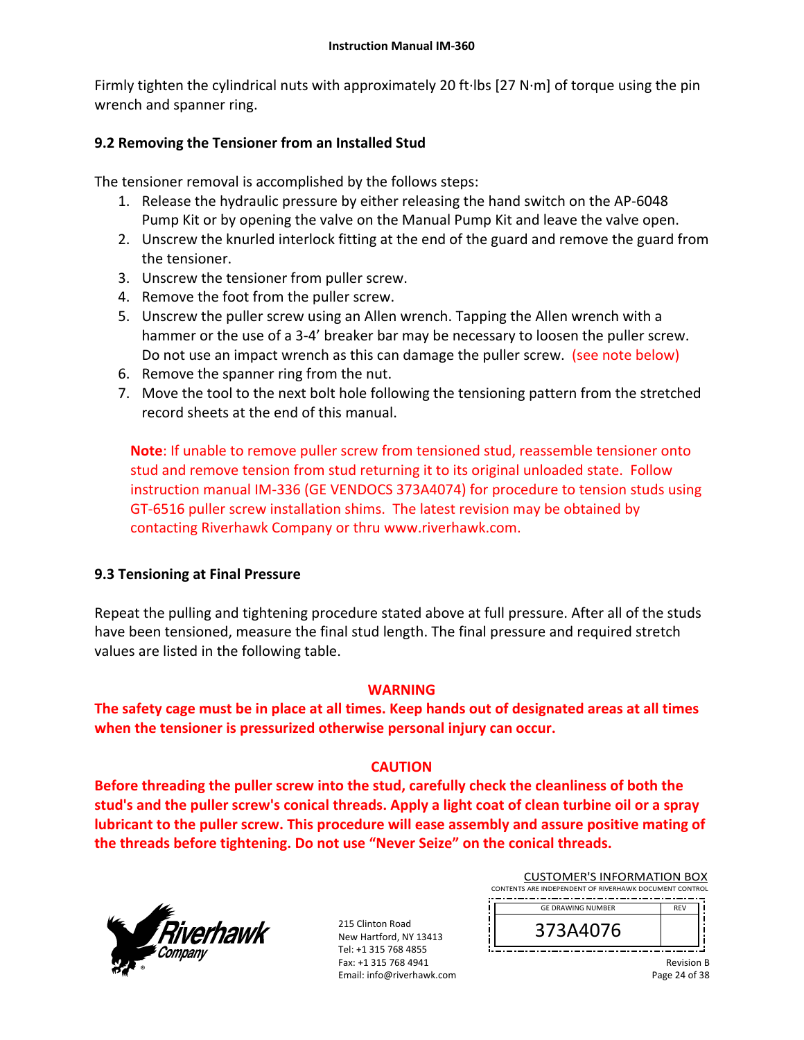Firmly tighten the cylindrical nuts with approximately 20 ft·lbs [27 N·m] of torque using the pin wrench and spanner ring.

## 9.2 Removing the Tensioner from an Installed Stud

The tensioner removal is accomplished by the follows steps:

1. Release the hydraulic pressure by either releasing the hand switch on the AP-6048 Pump Kit or by opening the valve on the Manual Pump Kit and leave the valve open.
2. Unscrew the knurled interlock fitting at the end of the guard and remove the guard from the tensioner.
3. Unscrew the tensioner from puller screw.
4. Remove the foot from the puller screw.
5. Unscrew the puller screw using an Allen wrench. Tapping the Allen wrench with a hammer or the use of a 3-4' breaker bar may be necessary to loosen the puller screw. Do not use an impact wrench as this can damage the puller screw. (see note below)
6. Remove the spanner ring from the nut.
7. Move the tool to the next bolt hole following the tensioning pattern from the stretched record sheets at the end of this manual.

**Note**: If unable to remove puller screw from tensioned stud, reassemble tensioner onto stud and remove tension from stud returning it to its original unloaded state. Follow instruction manual IM-336 (GE VENDOCS 373A4074) for procedure to tension studs using GT-6516 puller screw installation shims. The latest revision may be obtained by contacting Riverhawk Company or thru www.riverhawk.com.

## 9.3 Tensioning at Final Pressure

Repeat the pulling and tightening procedure stated above at full pressure. After all of the studs have been tensioned, measure the final stud length. The final pressure and required stretch values are listed in the following table.

**WARNING**

**The safety cage must be in place at all times. Keep hands out of designated areas at all times when the tensioner is pressurized otherwise personal injury can occur.**

**CAUTION**

**Before threading the puller screw into the stud, carefully check the cleanliness of both the stud's and the puller screw's conical threads. Apply a light coat of clean turbine oil or a spray lubricant to the puller screw. This procedure will ease assembly and assure positive mating of the threads before tightening. Do not use "Never Seize" on the conical threads.**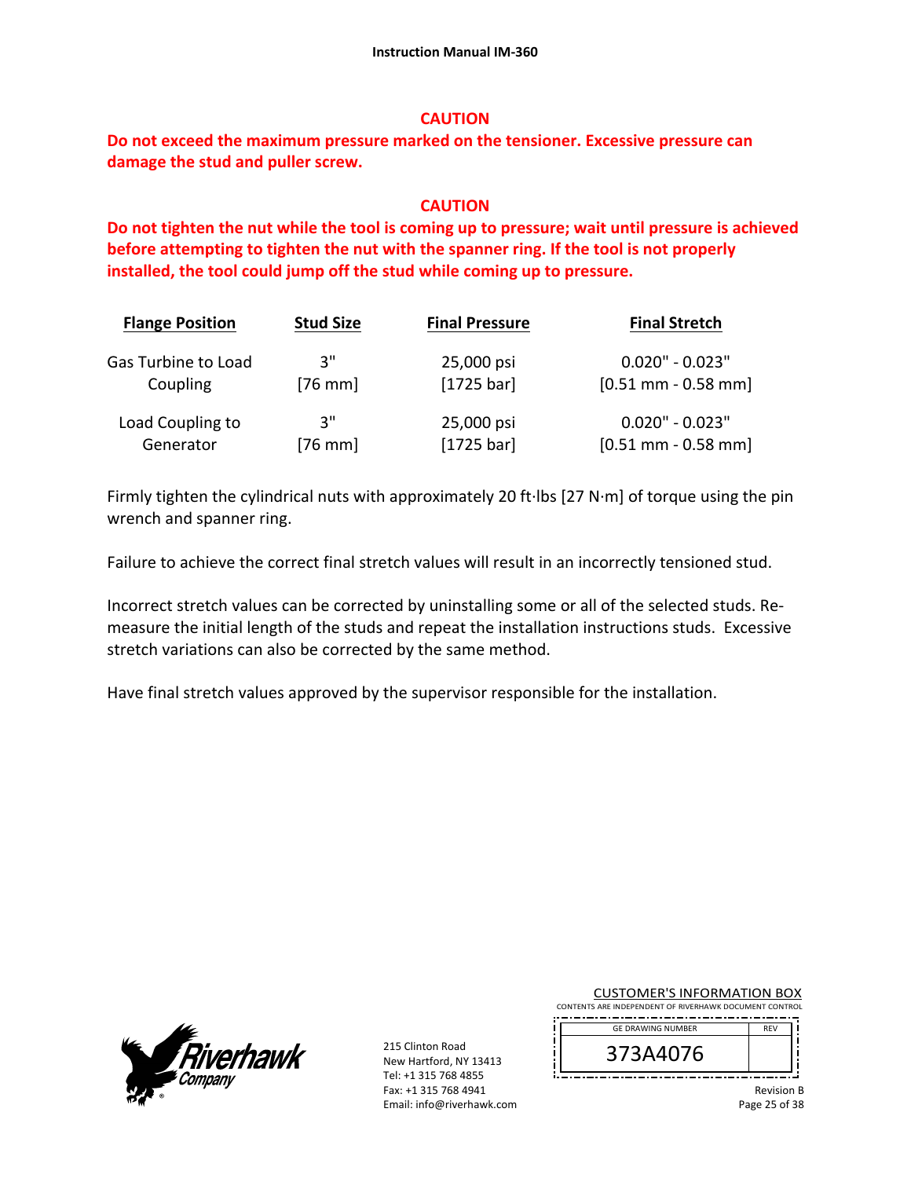**CAUTION**

**Do not exceed the maximum pressure marked on the tensioner. Excessive pressure can damage the stud and puller screw.**

**CAUTION**

**Do not tighten the nut while the tool is coming up to pressure; wait until pressure is achieved before attempting to tighten the nut with the spanner ring. If the tool is not properly installed, the tool could jump off the stud while coming up to pressure.**

| Flange Position | Stud Size | Final Pressure | Final Stretch |
|---|---|---|---|
| Gas Turbine to Load Coupling | 3" [76 mm] | 25,000 psi [1725 bar] | 0.020" - 0.023" [0.51 mm - 0.58 mm] |
| Load Coupling to Generator | 3" [76 mm] | 25,000 psi [1725 bar] | 0.020" - 0.023" [0.51 mm - 0.58 mm] |

Firmly tighten the cylindrical nuts with approximately 20 ft·lbs [27 N·m] of torque using the pin wrench and spanner ring.

Failure to achieve the correct final stretch values will result in an incorrectly tensioned stud.

Incorrect stretch values can be corrected by uninstalling some or all of the selected studs. Re-measure the initial length of the studs and repeat the installation instructions studs. Excessive stretch variations can also be corrected by the same method.

Have final stretch values approved by the supervisor responsible for the installation.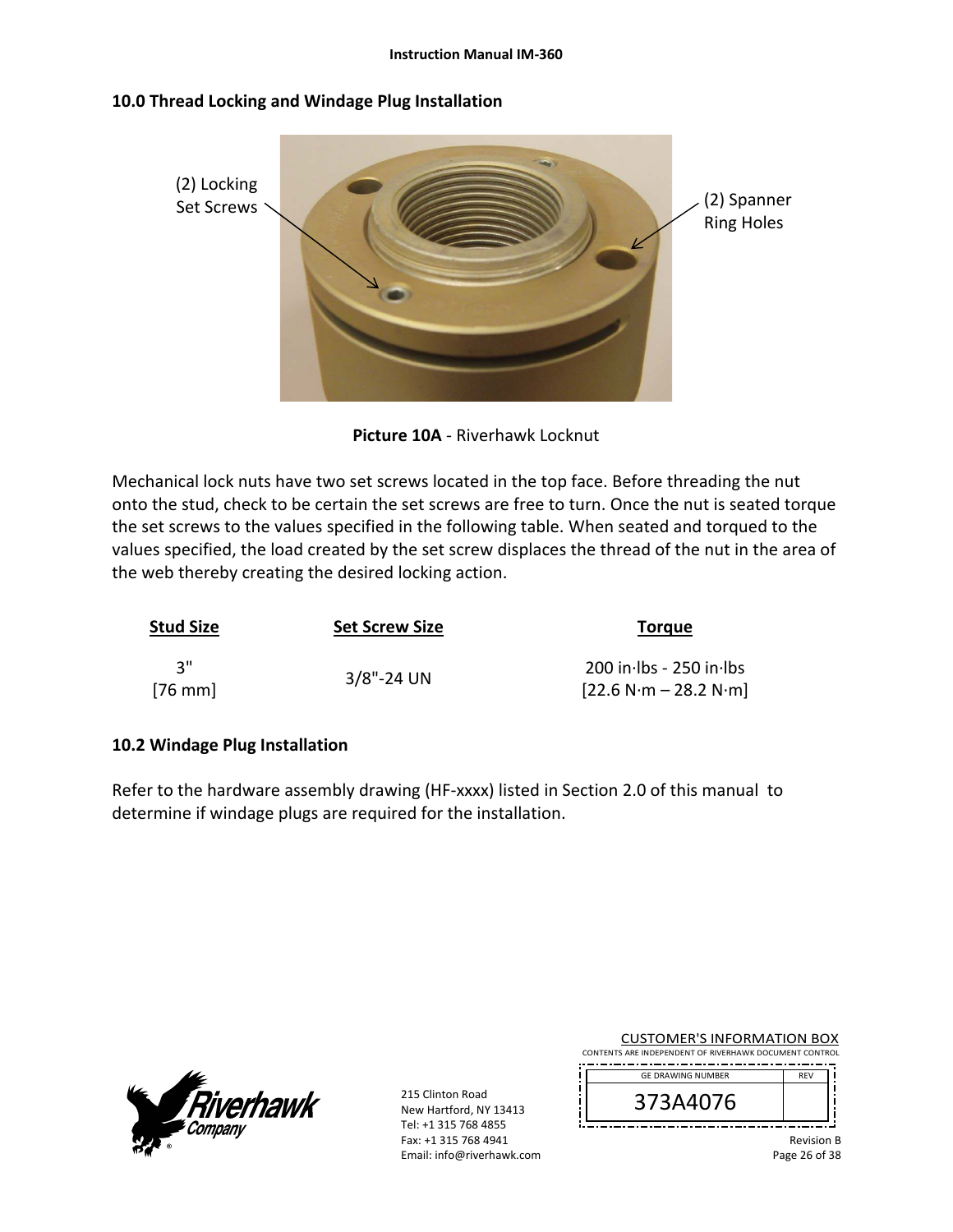## 10.0 Thread Locking and Windage Plug Installation

(2) Locking Set Screws

(2) Spanner Ring Holes

**Picture 10A** - Riverhawk Locknut

Mechanical lock nuts have two set screws located in the top face. Before threading the nut onto the stud, check to be certain the set screws are free to turn. Once the nut is seated torque the set screws to the values specified in the following table. When seated and torqued to the values specified, the load created by the set screw displaces the thread of the nut in the area of the web thereby creating the desired locking action.

| Stud Size | Set Screw Size | Torque |
|---|---|---|
| 3" [76 mm] | 3/8"-24 UN | 200 in·lbs - 250 in·lbs [22.6 N·m – 28.2 N·m] |

### 10.2 Windage Plug Installation

Refer to the hardware assembly drawing (HF-xxxx) listed in Section 2.0 of this manual to determine if windage plugs are required for the installation.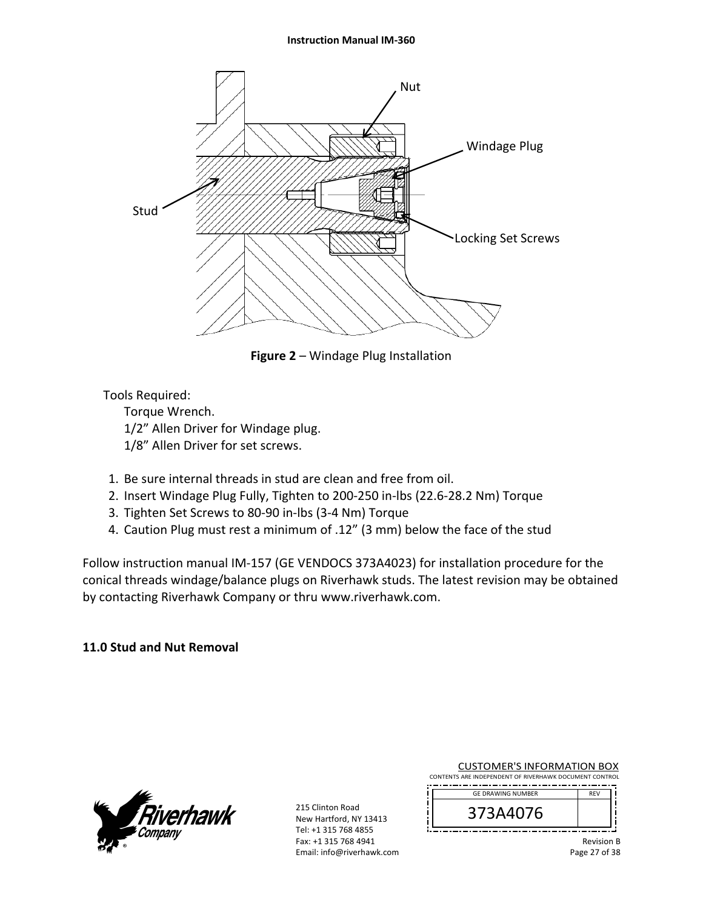Figure 2 – Windage Plug Installation

Tools Required:
- Torque Wrench.
- 1/2” Allen Driver for Windage plug.
- 1/8” Allen Driver for set screws.

1. Be sure internal threads in stud are clean and free from oil.
2. Insert Windage Plug Fully, Tighten to 200-250 in-lbs (22.6-28.2 Nm) Torque
3. Tighten Set Screws to 80-90 in-lbs (3-4 Nm) Torque
4. Caution Plug must rest a minimum of .12” (3 mm) below the face of the stud

Follow instruction manual IM-157 (GE VENDOCS 373A4023) for installation procedure for the conical threads windage/balance plugs on Riverhawk studs. The latest revision may be obtained by contacting Riverhawk Company or thru www.riverhawk.com.

## 11.0 Stud and Nut Removal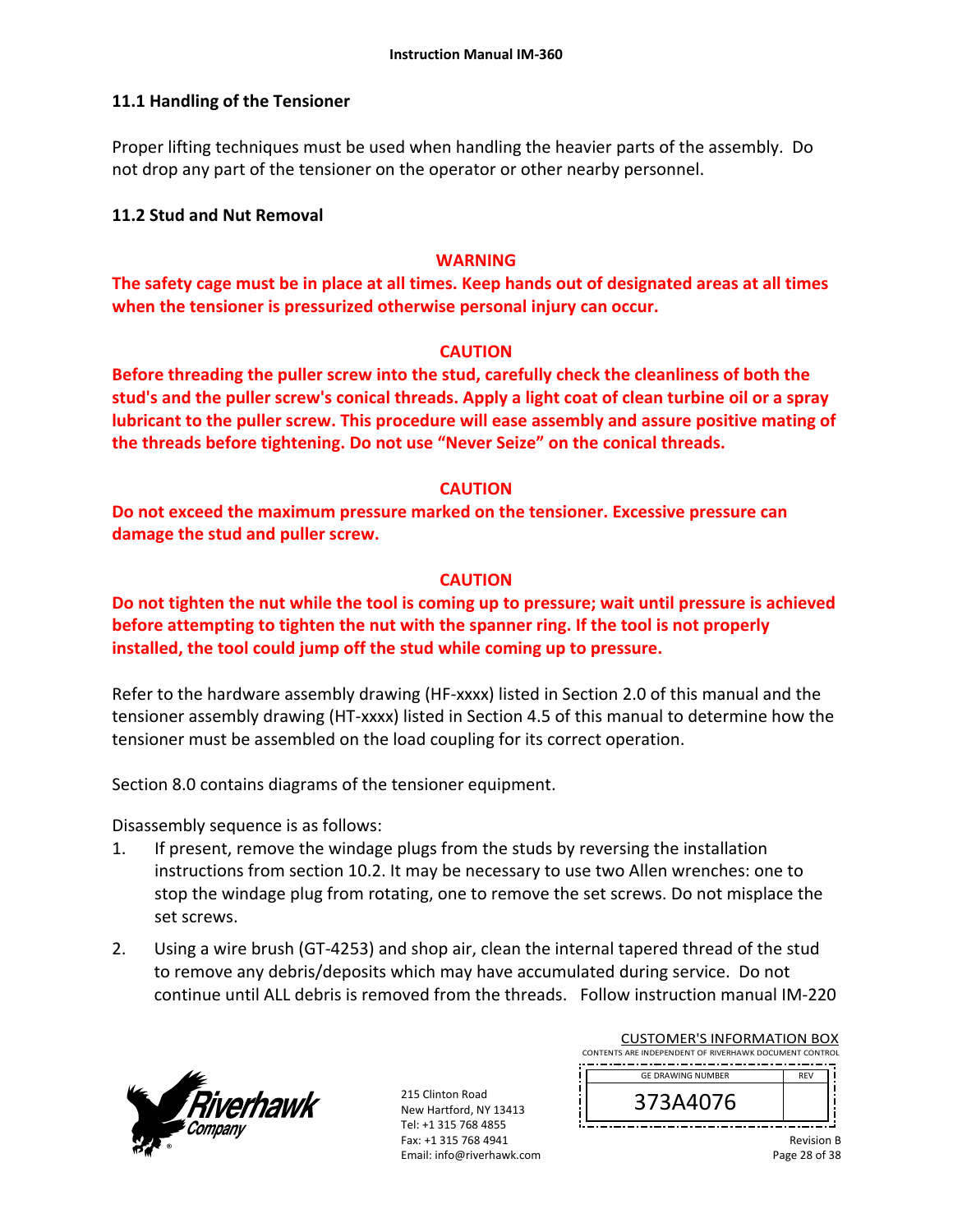### 11.1 Handling of the Tensioner

Proper lifting techniques must be used when handling the heavier parts of the assembly. Do not drop any part of the tensioner on the operator or other nearby personnel.

### 11.2 Stud and Nut Removal

**WARNING**

**The safety cage must be in place at all times. Keep hands out of designated areas at all times when the tensioner is pressurized otherwise personal injury can occur.**

**CAUTION**

**Before threading the puller screw into the stud, carefully check the cleanliness of both the stud's and the puller screw's conical threads. Apply a light coat of clean turbine oil or a spray lubricant to the puller screw. This procedure will ease assembly and assure positive mating of the threads before tightening. Do not use "Never Seize" on the conical threads.**

**CAUTION**

**Do not exceed the maximum pressure marked on the tensioner. Excessive pressure can damage the stud and puller screw.**

**CAUTION**

**Do not tighten the nut while the tool is coming up to pressure; wait until pressure is achieved before attempting to tighten the nut with the spanner ring. If the tool is not properly installed, the tool could jump off the stud while coming up to pressure.**

Refer to the hardware assembly drawing (HF-xxxx) listed in Section 2.0 of this manual and the tensioner assembly drawing (HT-xxxx) listed in Section 4.5 of this manual to determine how the tensioner must be assembled on the load coupling for its correct operation.

Section 8.0 contains diagrams of the tensioner equipment.

Disassembly sequence is as follows:

1. If present, remove the windage plugs from the studs by reversing the installation instructions from section 10.2. It may be necessary to use two Allen wrenches: one to stop the windage plug from rotating, one to remove the set screws. Do not misplace the set screws.
2. Using a wire brush (GT-4253) and shop air, clean the internal tapered thread of the stud to remove any debris/deposits which may have accumulated during service. Do not continue until ALL debris is removed from the threads. Follow instruction manual IM-220

CUSTOMER'S INFORMATION BOX
CONTENTS ARE INDEPENDENT OF RIVERHAWK DOCUMENT CONTROL

| GE DRAWING NUMBER | REV |
|---|---|
| 373A4076 | |

215 Clinton Road
New Hartford, NY 13413
Tel: +1 315 768 4855
Fax: +1 315 768 4941
Email: info@riverhawk.com

Revision B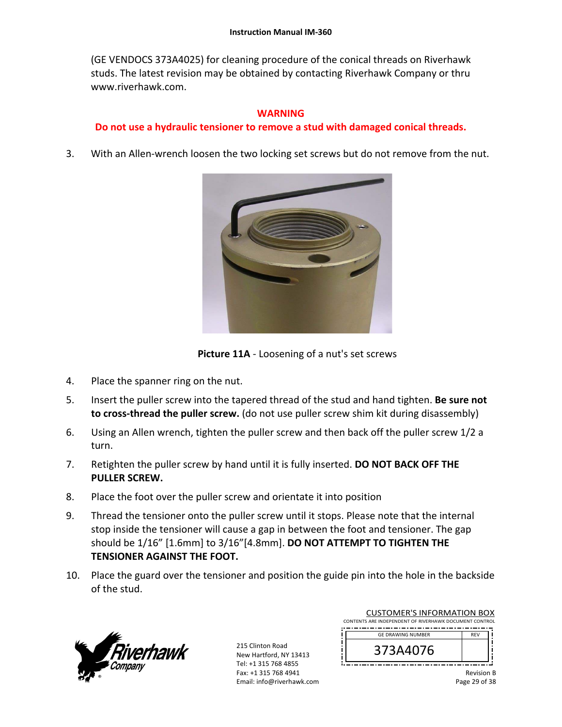(GE VENDOCS 373A4025) for cleaning procedure of the conical threads on Riverhawk studs. The latest revision may be obtained by contacting Riverhawk Company or thru www.riverhawk.com.

**WARNING**

**Do not use a hydraulic tensioner to remove a stud with damaged conical threads.**

3. With an Allen-wrench loosen the two locking set screws but do not remove from the nut.

**Picture 11A** - Loosening of a nut's set screws

4. Place the spanner ring on the nut.
5. Insert the puller screw into the tapered thread of the stud and hand tighten. **Be sure not to cross-thread the puller screw.** (do not use puller screw shim kit during disassembly)
6. Using an Allen wrench, tighten the puller screw and then back off the puller screw 1/2 a turn.
7. Retighten the puller screw by hand until it is fully inserted. **DO NOT BACK OFF THE PULLER SCREW.**
8. Place the foot over the puller screw and orientate it into position
9. Thread the tensioner onto the puller screw until it stops. Please note that the internal stop inside the tensioner will cause a gap in between the foot and tensioner. The gap should be 1/16" [1.6mm] to 3/16"[4.8mm]. **DO NOT ATTEMPT TO TIGHTEN THE TENSIONER AGAINST THE FOOT.**
10. Place the guard over the tensioner and position the guide pin into the hole in the backside of the stud.

215 Clinton Road
New Hartford, NY 13413
Tel: +1 315 768 4855
Fax: +1 315 768 4941
Email: info@riverhawk.com

CUSTOMER'S INFORMATION BOX
CONTENTS ARE INDEPENDENT OF RIVERHAWK DOCUMENT CONTROL

| GE DRAWING NUMBER | REV |
|---|---|
| 373A4076 | |

Revision B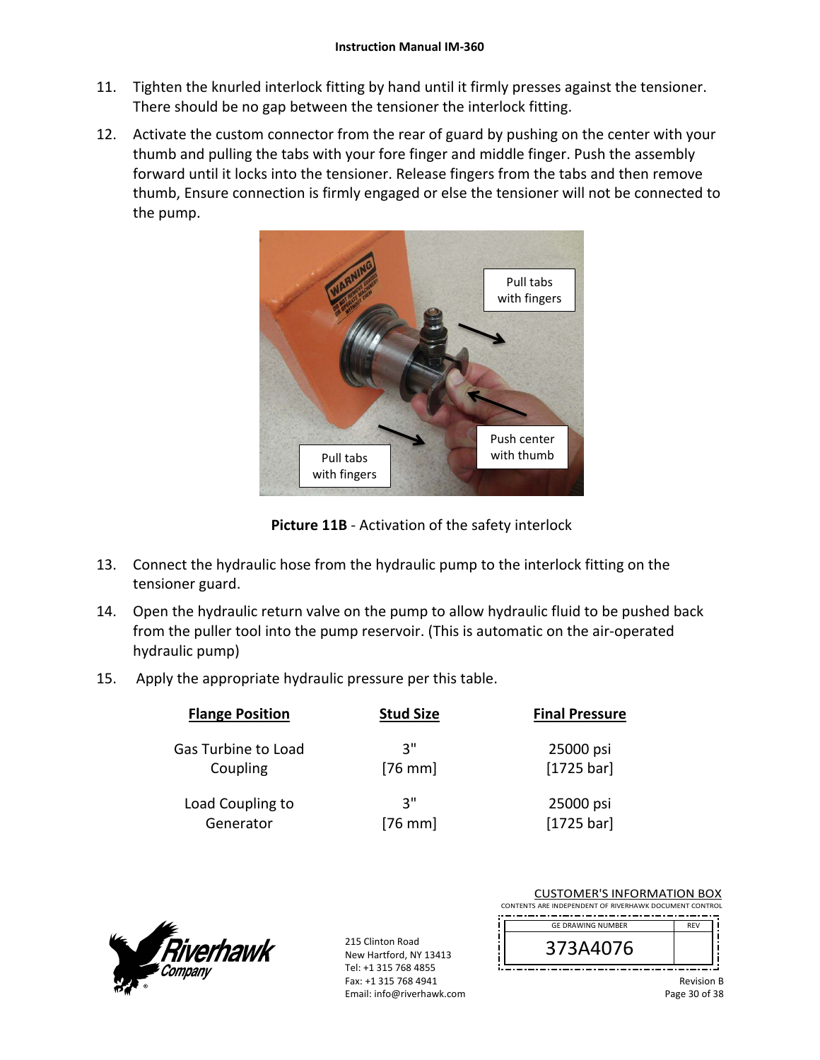11. Tighten the knurled interlock fitting by hand until it firmly presses against the tensioner. There should be no gap between the tensioner the interlock fitting.

12. Activate the custom connector from the rear of guard by pushing on the center with your thumb and pulling the tabs with your fore finger and middle finger. Push the assembly forward until it locks into the tensioner. Release fingers from the tabs and then remove thumb, Ensure connection is firmly engaged or else the tensioner will not be connected to the pump.

**Picture 11B** - Activation of the safety interlock

13. Connect the hydraulic hose from the hydraulic pump to the interlock fitting on the tensioner guard.

14. Open the hydraulic return valve on the pump to allow hydraulic fluid to be pushed back from the puller tool into the pump reservoir. (This is automatic on the air-operated hydraulic pump)

15. Apply the appropriate hydraulic pressure per this table.

| Flange Position | Stud Size | Final Pressure |
|---|---|---|
| Gas Turbine to Load Coupling | 3" [76 mm] | 25000 psi [1725 bar] |
| Load Coupling to Generator | 3" [76 mm] | 25000 psi [1725 bar] |

215 Clinton Road
New Hartford, NY 13413
Tel: +1 315 768 4855
Fax: +1 315 768 4941
Email: info@riverhawk.com

CUSTOMER'S INFORMATION BOX
CONTENTS ARE INDEPENDENT OF RIVERHAWK DOCUMENT CONTROL

| GE DRAWING NUMBER | REV |
|---|---|
| 373A4076 | |

Revision B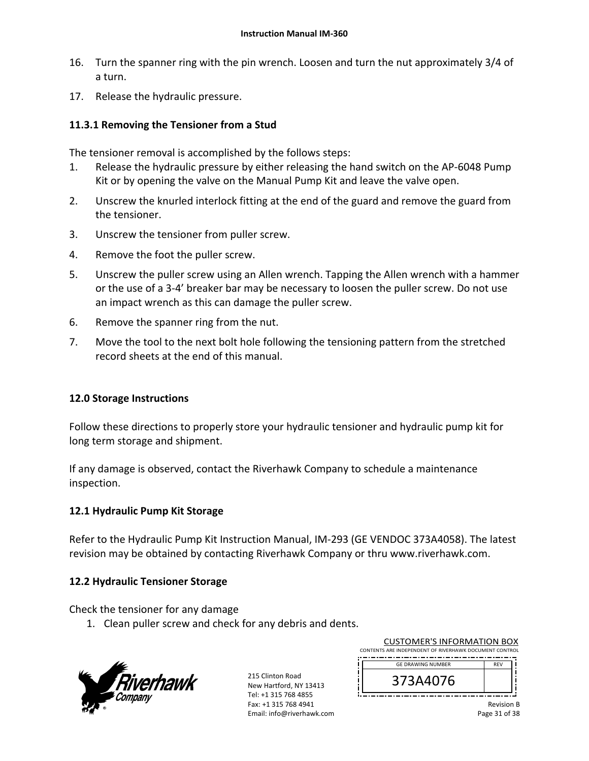16. Turn the spanner ring with the pin wrench. Loosen and turn the nut approximately 3/4 of a turn.
17. Release the hydraulic pressure.

### 11.3.1 Removing the Tensioner from a Stud

The tensioner removal is accomplished by the follows steps:

1. Release the hydraulic pressure by either releasing the hand switch on the AP-6048 Pump Kit or by opening the valve on the Manual Pump Kit and leave the valve open.
2. Unscrew the knurled interlock fitting at the end of the guard and remove the guard from the tensioner.
3. Unscrew the tensioner from puller screw.
4. Remove the foot the puller screw.
5. Unscrew the puller screw using an Allen wrench. Tapping the Allen wrench with a hammer or the use of a 3-4' breaker bar may be necessary to loosen the puller screw. Do not use an impact wrench as this can damage the puller screw.
6. Remove the spanner ring from the nut.
7. Move the tool to the next bolt hole following the tensioning pattern from the stretched record sheets at the end of this manual.

## 12.0 Storage Instructions

Follow these directions to properly store your hydraulic tensioner and hydraulic pump kit for long term storage and shipment.

If any damage is observed, contact the Riverhawk Company to schedule a maintenance inspection.

### 12.1 Hydraulic Pump Kit Storage

Refer to the Hydraulic Pump Kit Instruction Manual, IM-293 (GE VENDOC 373A4058). The latest revision may be obtained by contacting Riverhawk Company or thru www.riverhawk.com.

### 12.2 Hydraulic Tensioner Storage

Check the tensioner for any damage

1. Clean puller screw and check for any debris and dents.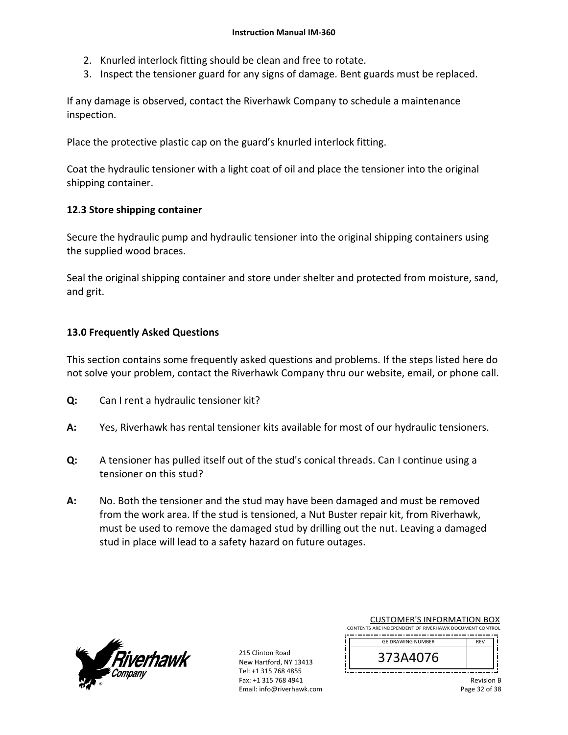2. Knurled interlock fitting should be clean and free to rotate.
3. Inspect the tensioner guard for any signs of damage. Bent guards must be replaced.

If any damage is observed, contact the Riverhawk Company to schedule a maintenance inspection.

Place the protective plastic cap on the guard's knurled interlock fitting.

Coat the hydraulic tensioner with a light coat of oil and place the tensioner into the original shipping container.

### 12.3 Store shipping container

Secure the hydraulic pump and hydraulic tensioner into the original shipping containers using the supplied wood braces.

Seal the original shipping container and store under shelter and protected from moisture, sand, and grit.

## 13.0 Frequently Asked Questions

This section contains some frequently asked questions and problems. If the steps listed here do not solve your problem, contact the Riverhawk Company thru our website, email, or phone call.

**Q:** Can I rent a hydraulic tensioner kit?

**A:** Yes, Riverhawk has rental tensioner kits available for most of our hydraulic tensioners.

**Q:** A tensioner has pulled itself out of the stud's conical threads. Can I continue using a tensioner on this stud?

**A:** No. Both the tensioner and the stud may have been damaged and must be removed from the work area. If the stud is tensioned, a Nut Buster repair kit, from Riverhawk, must be used to remove the damaged stud by drilling out the nut. Leaving a damaged stud in place will lead to a safety hazard on future outages.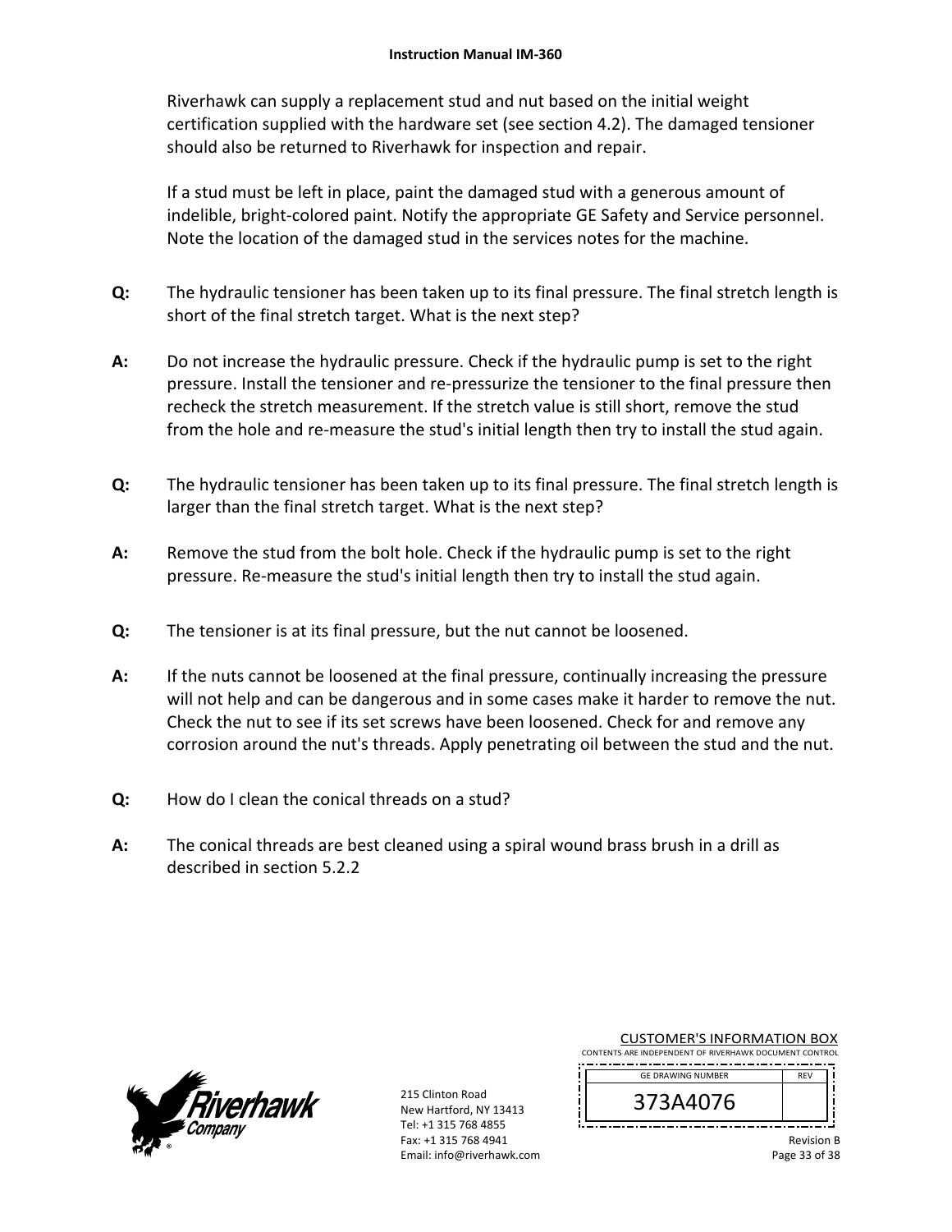Riverhawk can supply a replacement stud and nut based on the initial weight certification supplied with the hardware set (see section 4.2). The damaged tensioner should also be returned to Riverhawk for inspection and repair.

If a stud must be left in place, paint the damaged stud with a generous amount of indelible, bright-colored paint. Notify the appropriate GE Safety and Service personnel. Note the location of the damaged stud in the services notes for the machine.

**Q:** The hydraulic tensioner has been taken up to its final pressure. The final stretch length is short of the final stretch target. What is the next step?

**A:** Do not increase the hydraulic pressure. Check if the hydraulic pump is set to the right pressure. Install the tensioner and re-pressurize the tensioner to the final pressure then recheck the stretch measurement. If the stretch value is still short, remove the stud from the hole and re-measure the stud's initial length then try to install the stud again.

**Q:** The hydraulic tensioner has been taken up to its final pressure. The final stretch length is larger than the final stretch target. What is the next step?

**A:** Remove the stud from the bolt hole. Check if the hydraulic pump is set to the right pressure. Re-measure the stud's initial length then try to install the stud again.

**Q:** The tensioner is at its final pressure, but the nut cannot be loosened.

**A:** If the nuts cannot be loosened at the final pressure, continually increasing the pressure will not help and can be dangerous and in some cases make it harder to remove the nut. Check the nut to see if its set screws have been loosened. Check for and remove any corrosion around the nut's threads. Apply penetrating oil between the stud and the nut.

**Q:** How do I clean the conical threads on a stud?

**A:** The conical threads are best cleaned using a spiral wound brass brush in a drill as described in section 5.2.2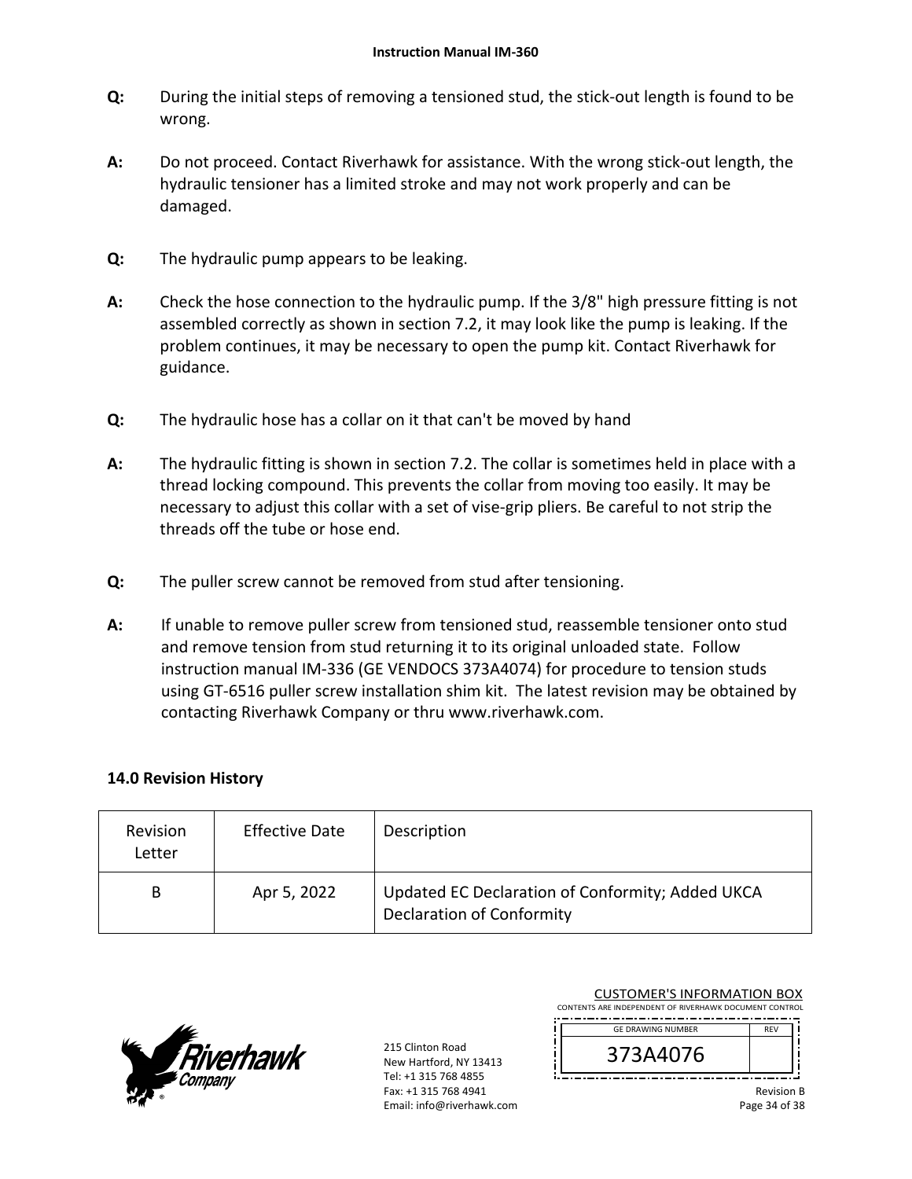**Q:** During the initial steps of removing a tensioned stud, the stick-out length is found to be wrong.

**A:** Do not proceed. Contact Riverhawk for assistance. With the wrong stick-out length, the hydraulic tensioner has a limited stroke and may not work properly and can be damaged.

**Q:** The hydraulic pump appears to be leaking.

**A:** Check the hose connection to the hydraulic pump. If the 3/8" high pressure fitting is not assembled correctly as shown in section 7.2, it may look like the pump is leaking. If the problem continues, it may be necessary to open the pump kit. Contact Riverhawk for guidance.

**Q:** The hydraulic hose has a collar on it that can't be moved by hand

**A:** The hydraulic fitting is shown in section 7.2. The collar is sometimes held in place with a thread locking compound. This prevents the collar from moving too easily. It may be necessary to adjust this collar with a set of vise-grip pliers. Be careful to not strip the threads off the tube or hose end.

**Q:** The puller screw cannot be removed from stud after tensioning.

**A:** If unable to remove puller screw from tensioned stud, reassemble tensioner onto stud and remove tension from stud returning it to its original unloaded state. Follow instruction manual IM-336 (GE VENDOCS 373A4074) for procedure to tension studs using GT-6516 puller screw installation shim kit. The latest revision may be obtained by contacting Riverhawk Company or thru www.riverhawk.com.

## 14.0 Revision History

| Revision Letter | Effective Date | Description |
|---|---|---|
| B | Apr 5, 2022 | Updated EC Declaration of Conformity; Added UKCA Declaration of Conformity |

215 Clinton Road
New Hartford, NY 13413
Tel: +1 315 768 4855
Fax: +1 315 768 4941
Email: info@riverhawk.com

CUSTOMER'S INFORMATION BOX
CONTENTS ARE INDEPENDENT OF RIVERHAWK DOCUMENT CONTROL

| GE DRAWING NUMBER | REV |
|---|---|
| 373A4076 | |

Revision B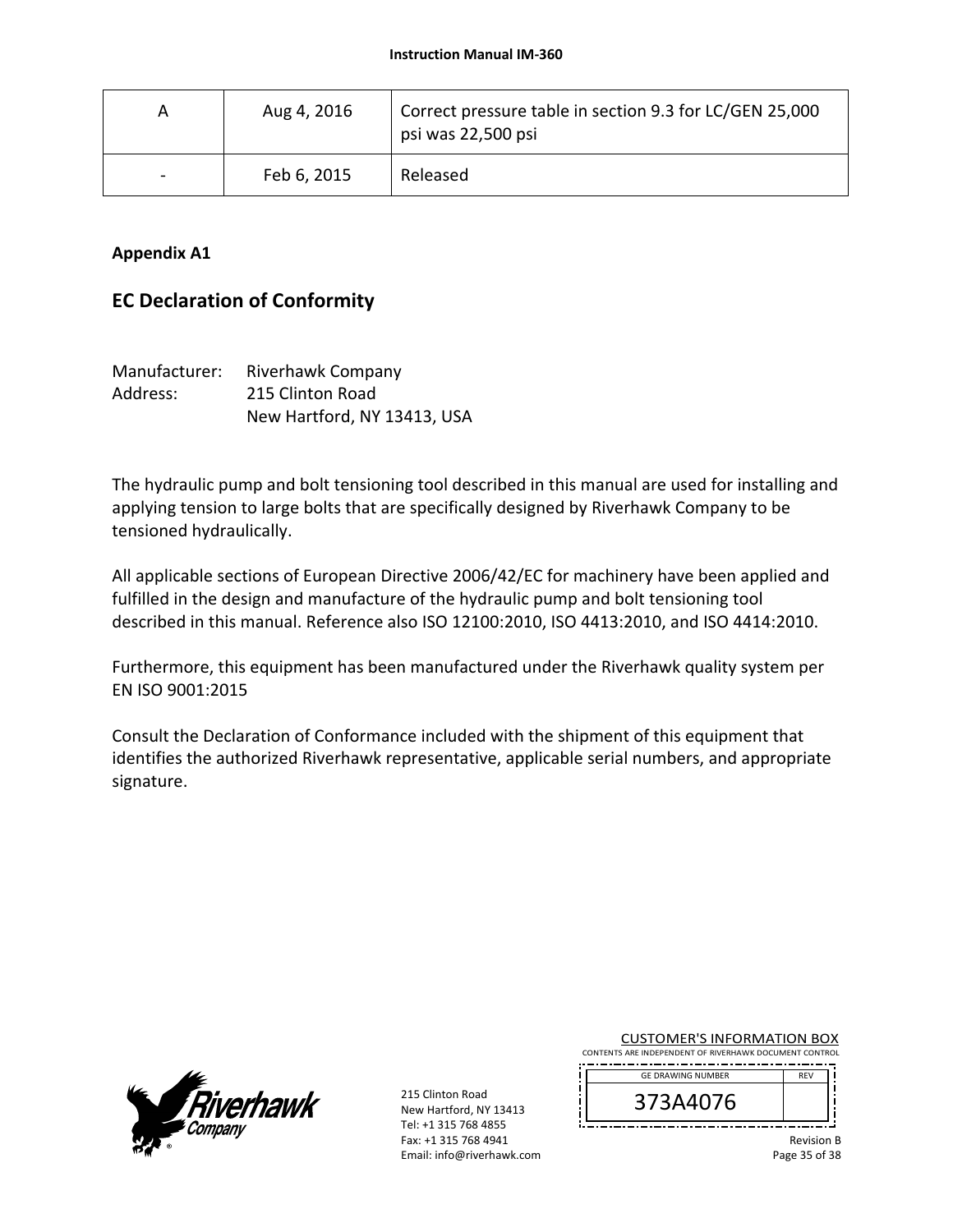| A | Aug 4, 2016 | Correct pressure table in section 9.3 for LC/GEN 25,000 psi was 22,500 psi |
|---|---|---|
| - | Feb 6, 2015 | Released |

**Appendix A1**

## EC Declaration of Conformity

Manufacturer: Riverhawk Company
Address: 215 Clinton Road
New Hartford, NY 13413, USA

The hydraulic pump and bolt tensioning tool described in this manual are used for installing and applying tension to large bolts that are specifically designed by Riverhawk Company to be tensioned hydraulically.

All applicable sections of European Directive 2006/42/EC for machinery have been applied and fulfilled in the design and manufacture of the hydraulic pump and bolt tensioning tool described in this manual. Reference also ISO 12100:2010, ISO 4413:2010, and ISO 4414:2010.

Furthermore, this equipment has been manufactured under the Riverhawk quality system per EN ISO 9001:2015

Consult the Declaration of Conformance included with the shipment of this equipment that identifies the authorized Riverhawk representative, applicable serial numbers, and appropriate signature.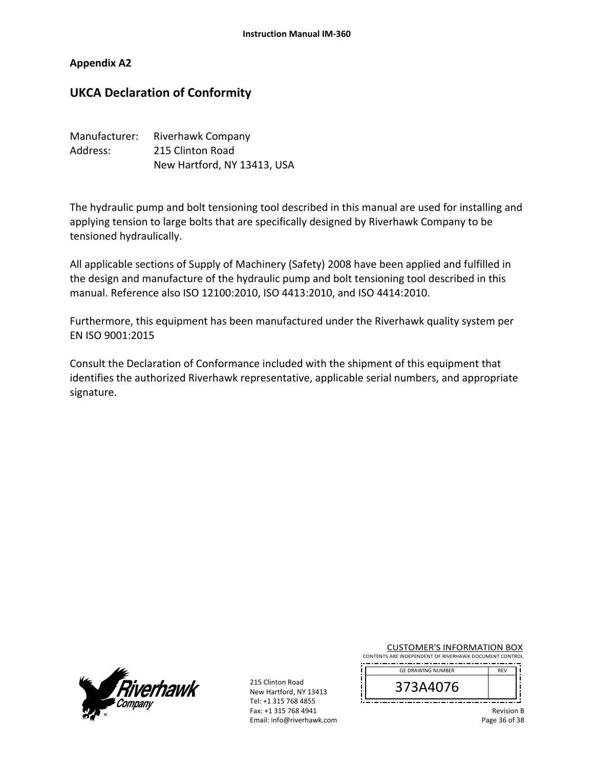## Appendix A2

# UKCA Declaration of Conformity

Manufacturer: Riverhawk Company
Address: 215 Clinton Road
New Hartford, NY 13413, USA

The hydraulic pump and bolt tensioning tool described in this manual are used for installing and applying tension to large bolts that are specifically designed by Riverhawk Company to be tensioned hydraulically.

All applicable sections of Supply of Machinery (Safety) 2008 have been applied and fulfilled in the design and manufacture of the hydraulic pump and bolt tensioning tool described in this manual. Reference also ISO 12100:2010, ISO 4413:2010, and ISO 4414:2010.

Furthermore, this equipment has been manufactured under the Riverhawk quality system per EN ISO 9001:2015

Consult the Declaration of Conformance included with the shipment of this equipment that identifies the authorized Riverhawk representative, applicable serial numbers, and appropriate signature.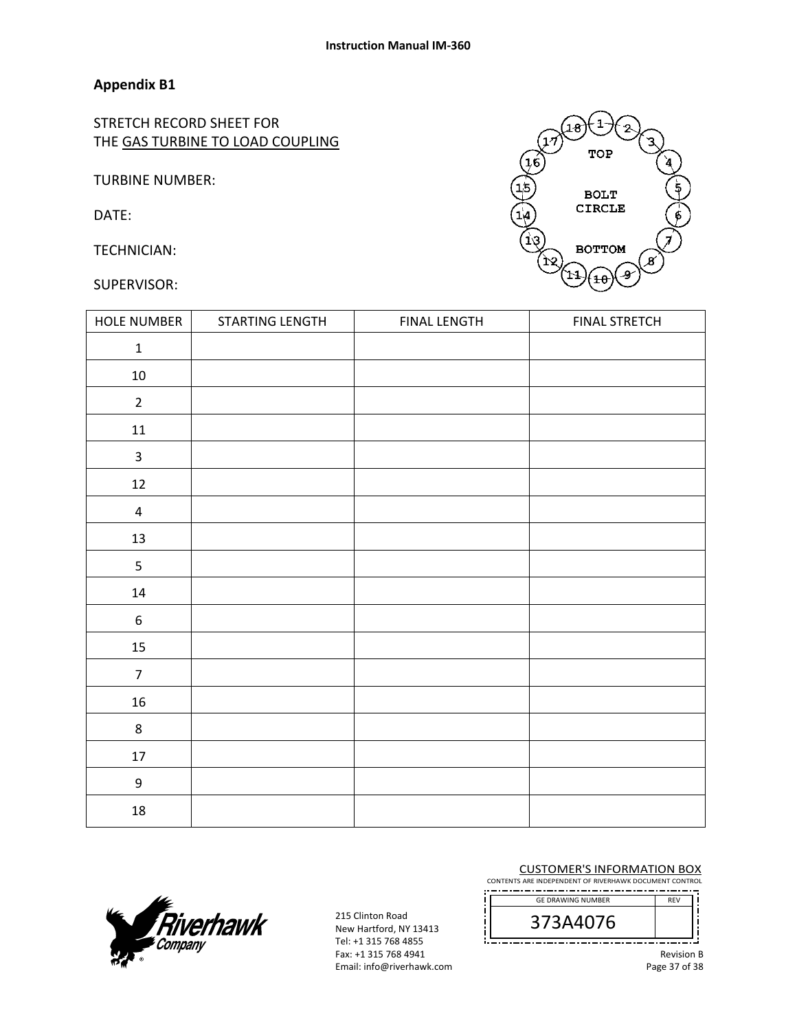## Appendix B1

STRETCH RECORD SHEET FOR
THE GAS TURBINE TO LOAD COUPLING

TURBINE NUMBER:

DATE:

TECHNICIAN:

SUPERVISOR:

TOP

BOLT CIRCLE

BOTTOM

| HOLE NUMBER | STARTING LENGTH | FINAL LENGTH | FINAL STRETCH |
|---|---|---|---|
| 1 | | | |
| 10 | | | |
| 2 | | | |
| 11 | | | |
| 3 | | | |
| 12 | | | |
| 4 | | | |
| 13 | | | |
| 5 | | | |
| 14 | | | |
| 6 | | | |
| 15 | | | |
| 7 | | | |
| 16 | | | |
| 8 | | | |
| 17 | | | |
| 9 | | | |
| 18 | | | |

215 Clinton Road
New Hartford, NY 13413
Tel: +1 315 768 4855
Fax: +1 315 768 4941
Email: info@riverhawk.com

CUSTOMER'S INFORMATION BOX
CONTENTS ARE INDEPENDENT OF RIVERHAWK DOCUMENT CONTROL

| GE DRAWING NUMBER | REV |
|---|---|
| 373A4076 | |

Revision B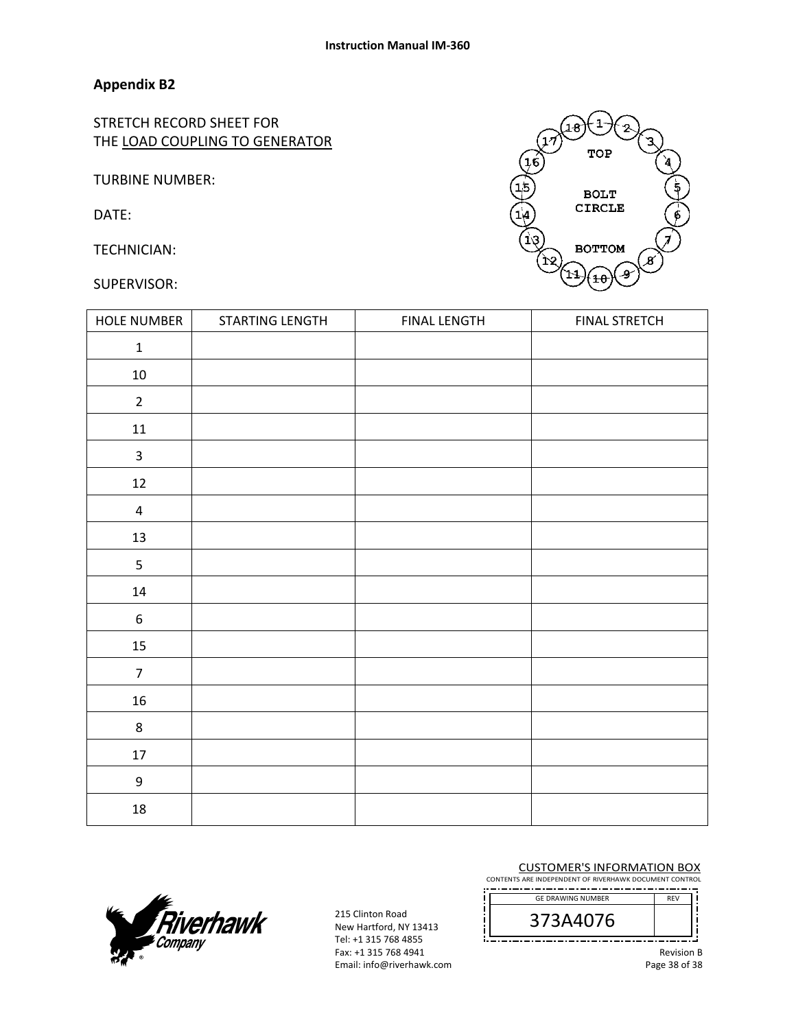## Appendix B2

STRETCH RECORD SHEET FOR
THE LOAD COUPLING TO GENERATOR

TURBINE NUMBER:

DATE:

TECHNICIAN:

SUPERVISOR:

18 1 2 3 4 5 6 7 8 9 10 11 12 13 14 15 16 17

TOP

BOLT CIRCLE

BOTTOM

| HOLE NUMBER | STARTING LENGTH | FINAL LENGTH | FINAL STRETCH |
|---|---|---|---|
| 1 | | | |
| 10 | | | |
| 2 | | | |
| 11 | | | |
| 3 | | | |
| 12 | | | |
| 4 | | | |
| 13 | | | |
| 5 | | | |
| 14 | | | |
| 6 | | | |
| 15 | | | |
| 7 | | | |
| 16 | | | |
| 8 | | | |
| 17 | | | |
| 9 | | | |
| 18 | | | |

Riverhawk Company

215 Clinton Road
New Hartford, NY 13413
Tel: +1 315 768 4855
Fax: +1 315 768 4941
Email: info@riverhawk.com

CUSTOMER'S INFORMATION BOX
CONTENTS ARE INDEPENDENT OF RIVERHAWK DOCUMENT CONTROL

| GE DRAWING NUMBER | REV |
|---|---|
| 373A4076 | |

Revision B